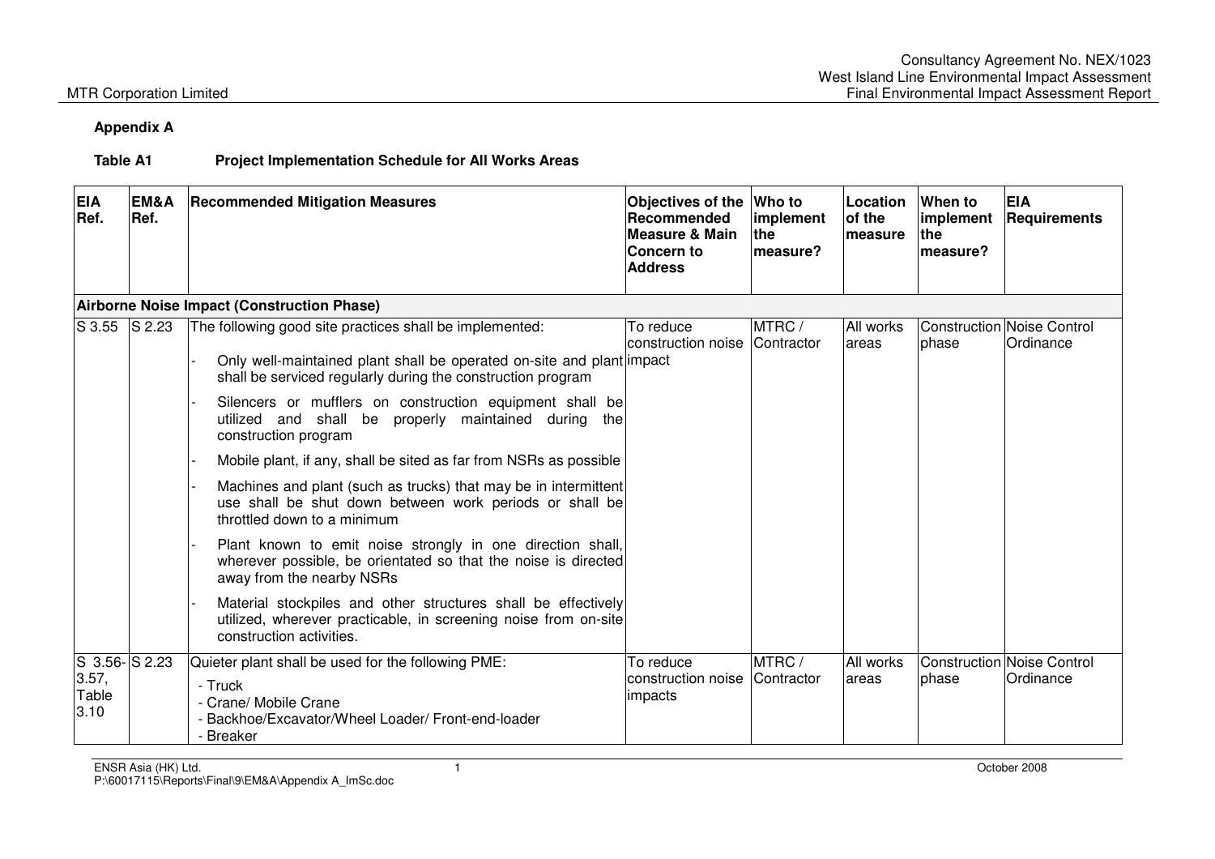## Appendix A

**Table A1 Project Implementation Schedule for All Works Areas**

| EIA Ref. | EM&A Ref. | Recommended Mitigation Measures | Objectives of the Recommended Measure & Main Concern to Address | Who to implement the measure? | Location of the measure | When to implement the measure? | EIA Requirements |
|---|---|---|---|---|---|---|---|
| **Airborne Noise Impact (Construction Phase)** | | | | | | | |
| S 3.55 | S 2.23 | The following good site practices shall be implemented:<br>- Only well-maintained plant shall be operated on-site and plant shall be serviced regularly during the construction program<br>- Silencers or mufflers on construction equipment shall be utilized and shall be properly maintained during the construction program<br>- Mobile plant, if any, shall be sited as far from NSRs as possible<br>- Machines and plant (such as trucks) that may be in intermittent use shall be shut down between work periods or shall be throttled down to a minimum<br>- Plant known to emit noise strongly in one direction shall, wherever possible, be orientated so that the noise is directed away from the nearby NSRs<br>- Material stockpiles and other structures shall be effectively utilized, wherever practicable, in screening noise from on-site construction activities. | To reduce construction noise impact | MTRC / Contractor | All works areas | Construction phase | Noise Control Ordinance |
| S 3.56-3.57, Table 3.10 | S 2.23 | Quieter plant shall be used for the following PME:<br>- Truck<br>- Crane/ Mobile Crane<br>- Backhoe/Excavator/Wheel Loader/ Front-end-loader<br>- Breaker | To reduce construction noise impacts | MTRC / Contractor | All works areas | Construction phase | Noise Control Ordinance |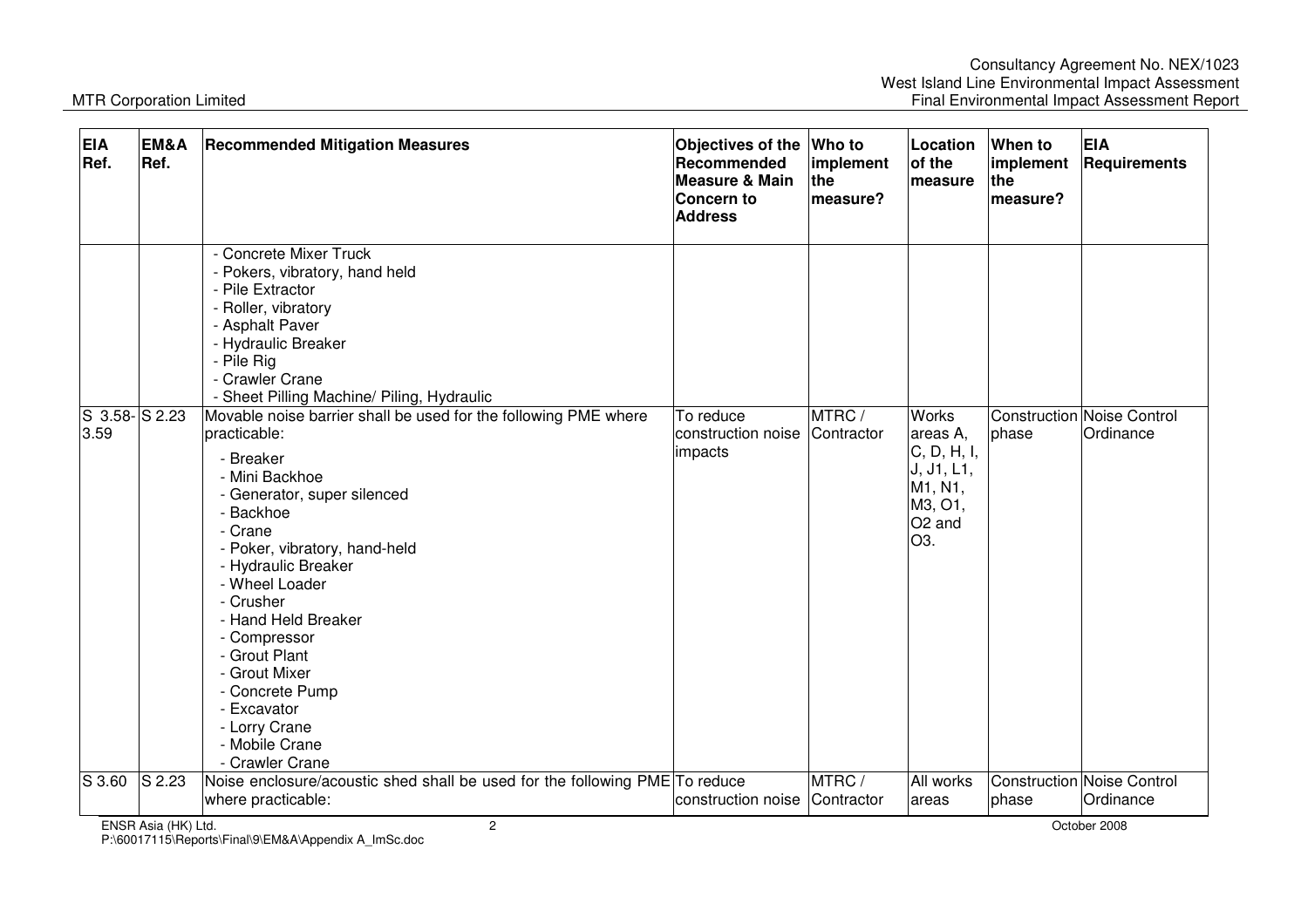| EIA Ref. | EM&A Ref. | Recommended Mitigation Measures | Objectives of the Recommended Measure & Main Concern to Address | Who to implement the measure? | Location of the measure | When to implement the measure? | EIA Requirements |
|---|---|---|---|---|---|---|---|
| | | - Concrete Mixer Truck<br>- Pokers, vibratory, hand held<br>- Pile Extractor<br>- Roller, vibratory<br>- Asphalt Paver<br>- Hydraulic Breaker<br>- Pile Rig<br>- Crawler Crane<br>- Sheet Pilling Machine/ Piling, Hydraulic | | | | | |
| S 3.58-3.59 | S 2.23 | Movable noise barrier shall be used for the following PME where practicable:<br>- Breaker<br>- Mini Backhoe<br>- Generator, super silenced<br>- Backhoe<br>- Crane<br>- Poker, vibratory, hand-held<br>- Hydraulic Breaker<br>- Wheel Loader<br>- Crusher<br>- Hand Held Breaker<br>- Compressor<br>- Grout Plant<br>- Grout Mixer<br>- Concrete Pump<br>- Excavator<br>- Lorry Crane<br>- Mobile Crane<br>- Crawler Crane | To reduce construction noise impacts | MTRC / Contractor | Works areas A, C, D, H, I, J, J1, L1, M1, N1, M3, O1, O2 and O3. | Construction phase | Noise Control Ordinance |
| S 3.60 | S 2.23 | Noise enclosure/acoustic shed shall be used for the following PME where practicable: | To reduce construction noise | MTRC / Contractor | All works areas | Construction phase | Noise Control Ordinance |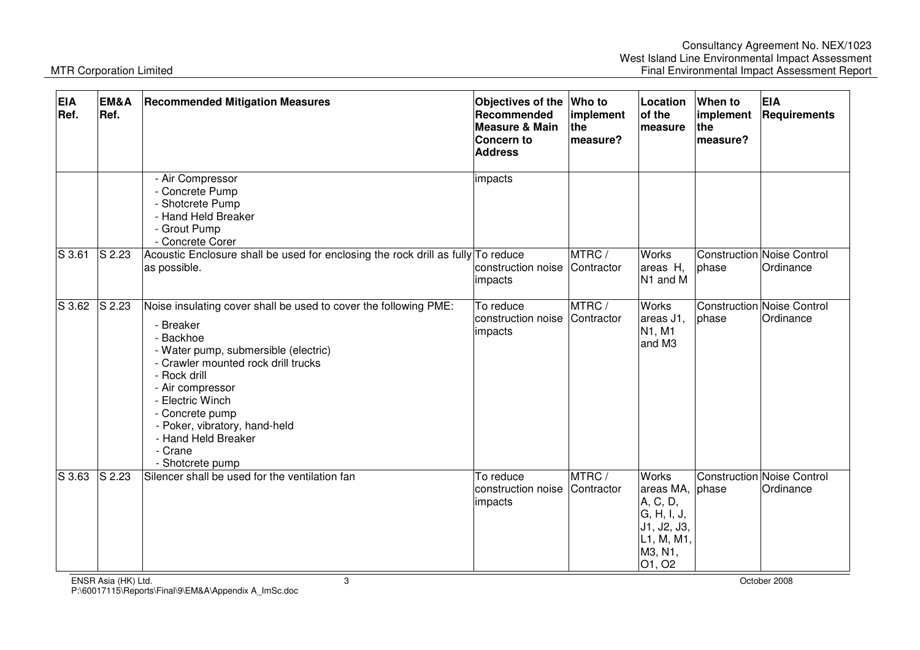| EIA Ref. | EM&A Ref. | Recommended Mitigation Measures | Objectives of the Recommended Measure & Main Concern to Address | Who to implement the measure? | Location of the measure | When to implement the measure? | EIA Requirements |
|---|---|---|---|---|---|---|---|
| | | - Air Compressor<br>- Concrete Pump<br>- Shotcrete Pump<br>- Hand Held Breaker<br>- Grout Pump<br>- Concrete Corer | impacts | | | | |
| S 3.61 | S 2.23 | Acoustic Enclosure shall be used for enclosing the rock drill as fully as possible. | To reduce construction noise impacts | MTRC / Contractor | Works areas H, N1 and M | Construction phase | Noise Control Ordinance |
| S 3.62 | S 2.23 | Noise insulating cover shall be used to cover the following PME:<br>- Breaker<br>- Backhoe<br>- Water pump, submersible (electric)<br>- Crawler mounted rock drill trucks<br>- Rock drill<br>- Air compressor<br>- Electric Winch<br>- Concrete pump<br>- Poker, vibratory, hand-held<br>- Hand Held Breaker<br>- Crane<br>- Shotcrete pump | To reduce construction noise impacts | MTRC / Contractor | Works areas J1, N1, M1 and M3 | Construction phase | Noise Control Ordinance |
| S 3.63 | S 2.23 | Silencer shall be used for the ventilation fan | To reduce construction noise impacts | MTRC / Contractor | Works areas MA, A, C, D, G, H, I, J, J1, J2, J3, L1, M, M1, M3, N1, O1, O2 | Construction phase | Noise Control Ordinance |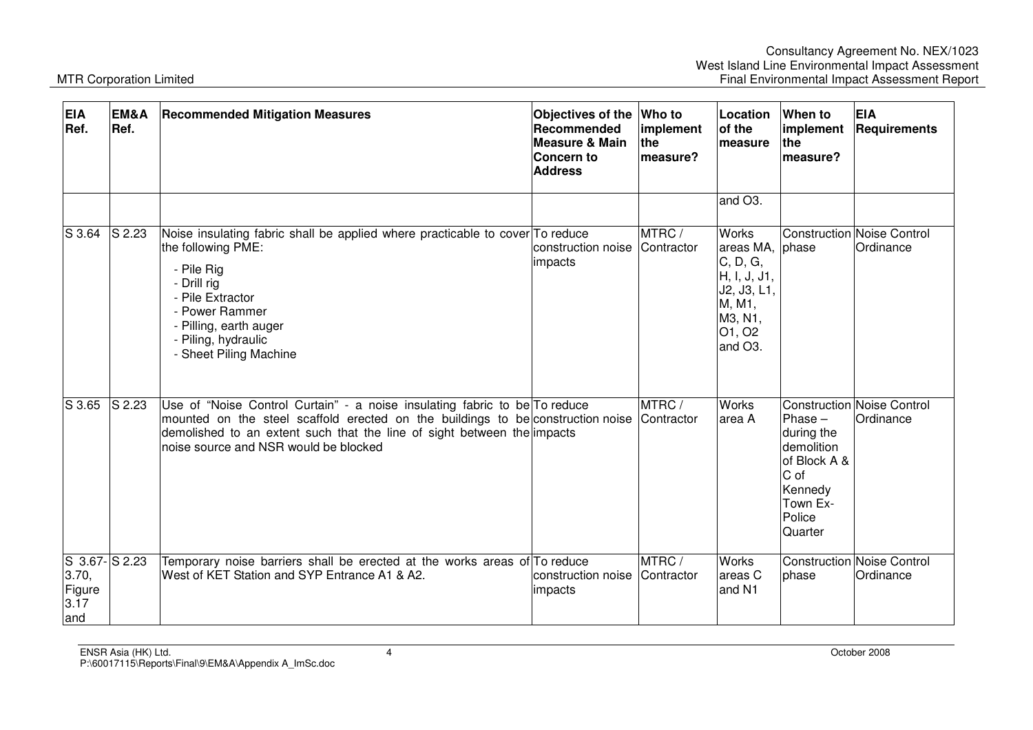| EIA Ref. | EM&A Ref. | Recommended Mitigation Measures | Objectives of the Recommended Measure & Main Concern to Address | Who to implement the measure? | Location of the measure | When to implement the measure? | EIA Requirements |
|---|---|---|---|---|---|---|---|
| | | | | | and O3. | | |
| S 3.64 | S 2.23 | Noise insulating fabric shall be applied where practicable to cover the following PME:<br>- Pile Rig<br>- Drill rig<br>- Pile Extractor<br>- Power Rammer<br>- Pilling, earth auger<br>- Piling, hydraulic<br>- Sheet Piling Machine | To reduce construction noise impacts | MTRC / Contractor | Works areas MA, C, D, G, H, I, J, J1, J2, J3, L1, M, M1, M3, N1, O1, O2 and O3. | Construction phase | Noise Control Ordinance |
| S 3.65 | S 2.23 | Use of "Noise Control Curtain" - a noise insulating fabric to be mounted on the steel scaffold erected on the buildings to be demolished to an extent such that the line of sight between the noise source and NSR would be blocked | To reduce construction noise impacts | MTRC / Contractor | Works area A | Construction Phase – during the demolition of Block A & C of Kennedy Town Ex-Police Quarter | Noise Control Ordinance |
| S 3.67-3.70, Figure 3.17 and | S 2.23 | Temporary noise barriers shall be erected at the works areas of West of KET Station and SYP Entrance A1 & A2. | To reduce construction noise impacts | MTRC / Contractor | Works areas C and N1 | Construction phase | Noise Control Ordinance |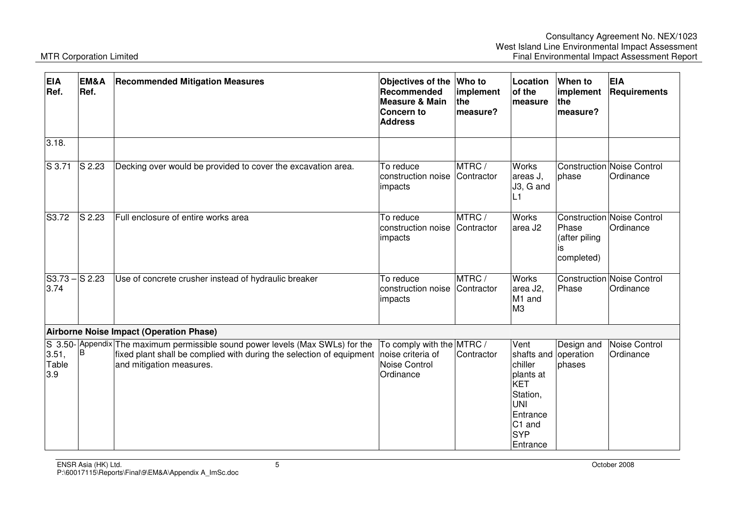| EIA Ref. | EM&A Ref. | Recommended Mitigation Measures | Objectives of the Recommended Measure & Main Concern to Address | Who to implement the measure? | Location of the measure | When to implement the measure? | EIA Requirements |
|---|---|---|---|---|---|---|---|
| 3.18. | | | | | | | |
| S 3.71 | S 2.23 | Decking over would be provided to cover the excavation area. | To reduce construction noise impacts | MTRC / Contractor | Works areas J, J3, G and L1 | Construction phase | Noise Control Ordinance |
| S3.72 | S 2.23 | Full enclosure of entire works area | To reduce construction noise impacts | MTRC / Contractor | Works area J2 | Construction Phase (after piling is completed) | Noise Control Ordinance |
| S3.73 – 3.74 | S 2.23 | Use of concrete crusher instead of hydraulic breaker | To reduce construction noise impacts | MTRC / Contractor | Works area J2, M1 and M3 | Construction Phase | Noise Control Ordinance |
| **Airborne Noise Impact (Operation Phase)** | | | | | | | |
| S 3.50-3.51, Table 3.9 | Appendix B | The maximum permissible sound power levels (Max SWLs) for the fixed plant shall be complied with during the selection of equipment and mitigation measures. | To comply with the noise criteria of Noise Control Ordinance | MTRC / Contractor | Vent shafts and chiller plants at KET Station, UNI Entrance C1 and SYP Entrance | Design and operation phases | Noise Control Ordinance |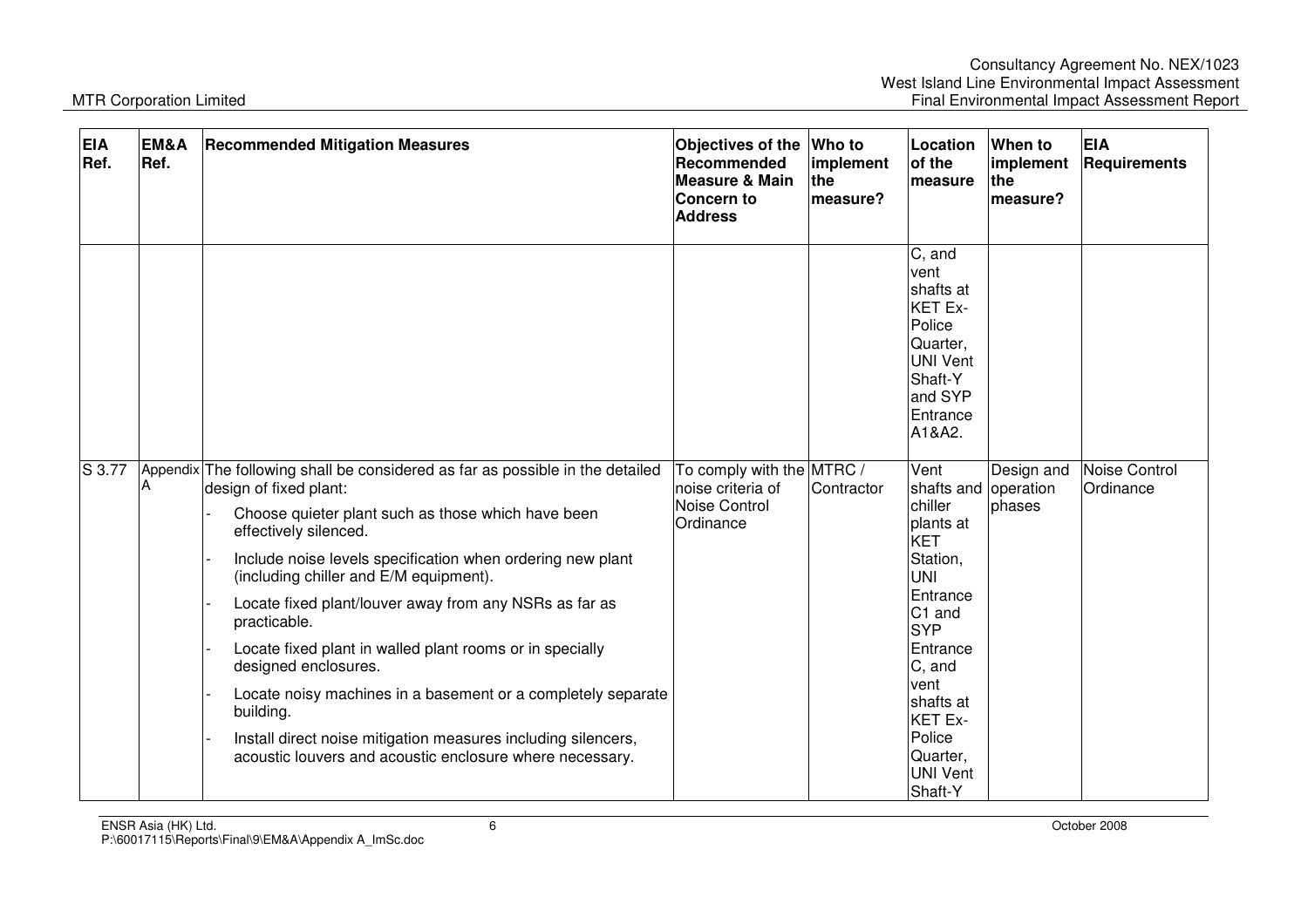| EIA Ref. | EM&A Ref. | Recommended Mitigation Measures | Objectives of the Recommended Measure & Main Concern to Address | Who to implement the measure? | Location of the measure | When to implement the measure? | EIA Requirements |
|---|---|---|---|---|---|---|---|
| | | | | | C, and vent shafts at KET Ex-Police Quarter, UNI Vent Shaft-Y and SYP Entrance A1&A2. | | |
| S 3.77 | Appendix A | The following shall be considered as far as possible in the detailed design of fixed plant:<br>- Choose quieter plant such as those which have been effectively silenced.<br>- Include noise levels specification when ordering new plant (including chiller and E/M equipment).<br>- Locate fixed plant/louver away from any NSRs as far as practicable.<br>- Locate fixed plant in walled plant rooms or in specially designed enclosures.<br>- Locate noisy machines in a basement or a completely separate building.<br>- Install direct noise mitigation measures including silencers, acoustic louvers and acoustic enclosure where necessary. | To comply with the noise criteria of Noise Control Ordinance | MTRC / Contractor | Vent shafts and chiller plants at KET Station, UNI Entrance C1 and SYP Entrance C, and vent shafts at KET Ex-Police Quarter, UNI Vent Shaft-Y | Design and operation phases | Noise Control Ordinance |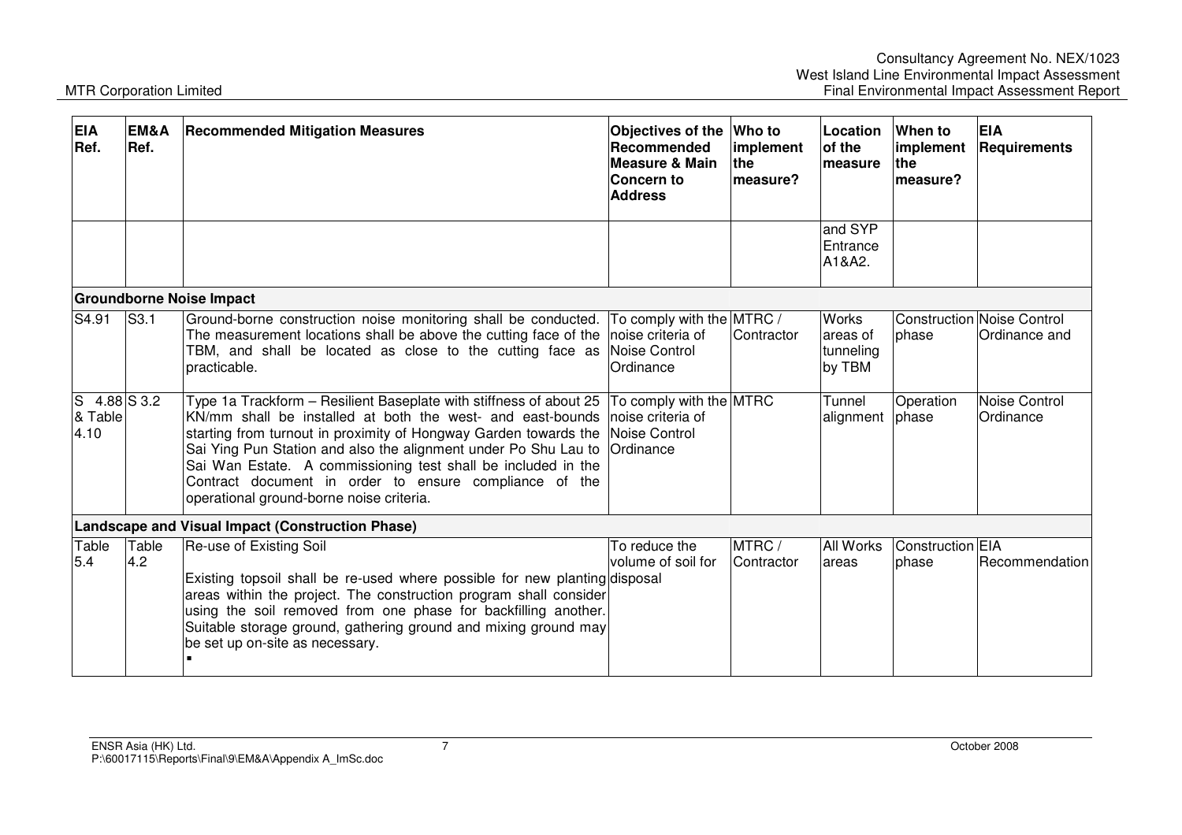| EIA Ref. | EM&A Ref. | Recommended Mitigation Measures | Objectives of the Recommended Measure & Main Concern to Address | Who to implement the measure? | Location of the measure | When to implement the measure? | EIA Requirements |
|---|---|---|---|---|---|---|---|
| | | | | | and SYP Entrance A1&A2. | | |
| **Groundborne Noise Impact** | | | | | | | |
| S4.91 | S3.1 | Ground-borne construction noise monitoring shall be conducted. The measurement locations shall be above the cutting face of the TBM, and shall be located as close to the cutting face as practicable. | To comply with the noise criteria of Noise Control Ordinance | MTRC / Contractor | Works areas of tunneling by TBM | Construction phase | Noise Control Ordinance and |
| S 4.88 & Table 4.10 | S 3.2 | Type 1a Trackform – Resilient Baseplate with stiffness of about 25 KN/mm shall be installed at both the west- and east-bounds starting from turnout in proximity of Hongway Garden towards the Sai Ying Pun Station and also the alignment under Po Shu Lau to Sai Wan Estate. A commissioning test shall be included in the Contract document in order to ensure compliance of the operational ground-borne noise criteria. | To comply with the noise criteria of Noise Control Ordinance | MTRC | Tunnel alignment | Operation phase | Noise Control Ordinance |
| **Landscape and Visual Impact (Construction Phase)** | | | | | | | |
| Table 5.4 | Table 4.2 | Re-use of Existing Soil<br><br>Existing topsoil shall be re-used where possible for new planting areas within the project. The construction program shall consider using the soil removed from one phase for backfilling another. Suitable storage ground, gathering ground and mixing ground may be set up on-site as necessary.<br>▪ | To reduce the volume of soil for disposal | MTRC / Contractor | All Works areas | Construction phase | EIA Recommendation |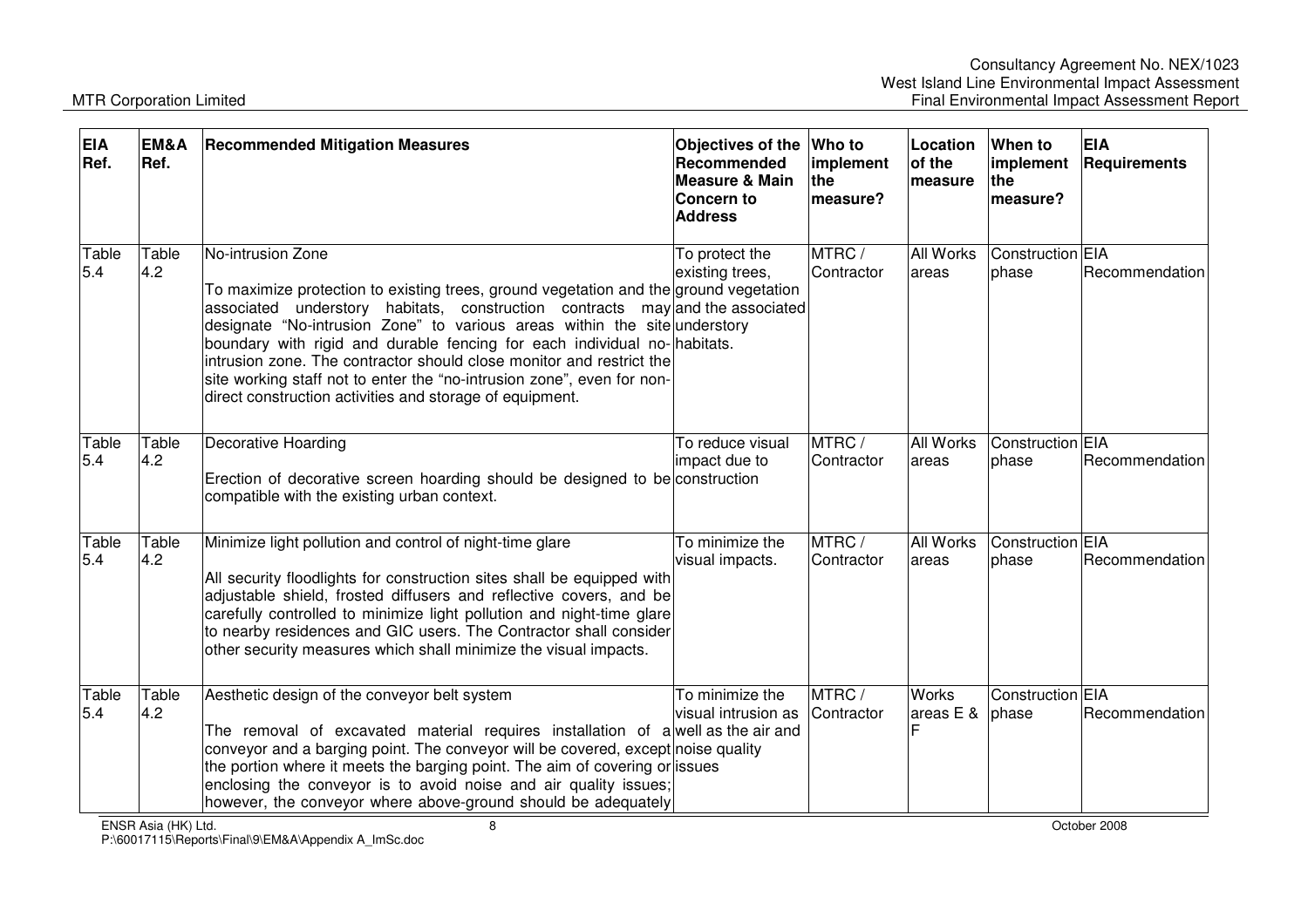| EIA Ref. | EM&A Ref. | Recommended Mitigation Measures | Objectives of the Recommended Measure & Main Concern to Address | Who to implement the measure? | Location of the measure | When to implement the measure? | EIA Requirements |
|---|---|---|---|---|---|---|---|
| Table 5.4 | Table 4.2 | No-intrusion Zone<br><br>To maximize protection to existing trees, ground vegetation and the associated understory habitats, construction contracts may designate "No-intrusion Zone" to various areas within the site boundary with rigid and durable fencing for each individual no-intrusion zone. The contractor should close monitor and restrict the site working staff not to enter the "no-intrusion zone", even for non-direct construction activities and storage of equipment. | To protect the existing trees, ground vegetation and the associated understory habitats. | MTRC / Contractor | All Works areas | Construction phase | EIA Recommendation |
| Table 5.4 | Table 4.2 | Decorative Hoarding<br><br>Erection of decorative screen hoarding should be designed to be compatible with the existing urban context. | To reduce visual impact due to construction | MTRC / Contractor | All Works areas | Construction phase | EIA Recommendation |
| Table 5.4 | Table 4.2 | Minimize light pollution and control of night-time glare<br><br>All security floodlights for construction sites shall be equipped with adjustable shield, frosted diffusers and reflective covers, and be carefully controlled to minimize light pollution and night-time glare to nearby residences and GIC users. The Contractor shall consider other security measures which shall minimize the visual impacts. | To minimize the visual impacts. | MTRC / Contractor | All Works areas | Construction phase | EIA Recommendation |
| Table 5.4 | Table 4.2 | Aesthetic design of the conveyor belt system<br><br>The removal of excavated material requires installation of a conveyor and a barging point. The conveyor will be covered, except the portion where it meets the barging point. The aim of covering or enclosing the conveyor is to avoid noise and air quality issues; however, the conveyor where above-ground should be adequately | To minimize the visual intrusion as well as the air and noise quality issues | MTRC / Contractor | Works areas E & F | Construction phase | EIA Recommendation |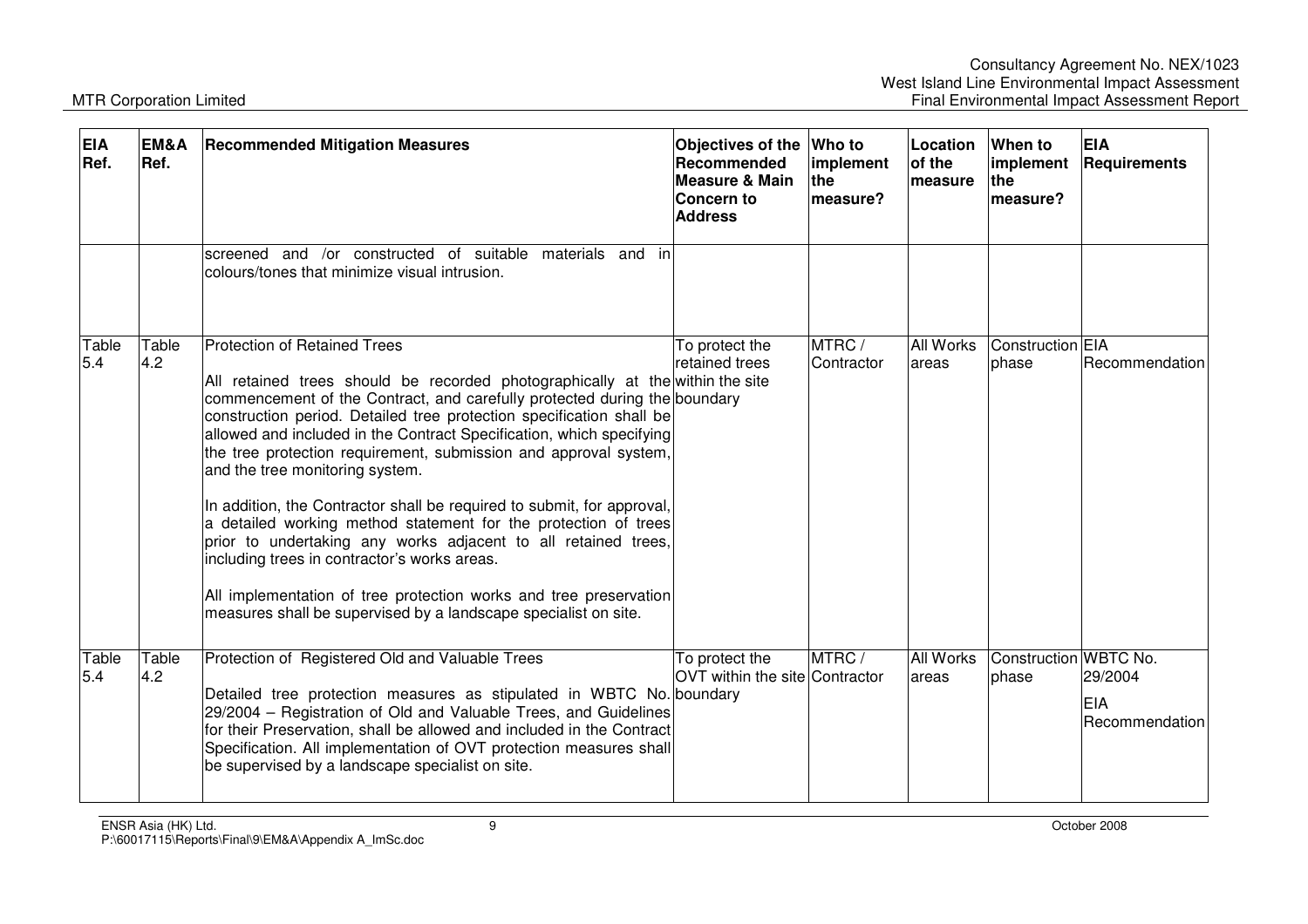| EIA Ref. | EM&A Ref. | Recommended Mitigation Measures | Objectives of the Recommended Measure & Main Concern to Address | Who to implement the measure? | Location of the measure | When to implement the measure? | EIA Requirements |
|---|---|---|---|---|---|---|---|
| | | screened and /or constructed of suitable materials and in colours/tones that minimize visual intrusion. | | | | | |
| Table 5.4 | Table 4.2 | Protection of Retained Trees<br><br>All retained trees should be recorded photographically at the commencement of the Contract, and carefully protected during the construction period. Detailed tree protection specification shall be allowed and included in the Contract Specification, which specifying the tree protection requirement, submission and approval system, and the tree monitoring system.<br><br>In addition, the Contractor shall be required to submit, for approval, a detailed working method statement for the protection of trees prior to undertaking any works adjacent to all retained trees, including trees in contractor's works areas.<br><br>All implementation of tree protection works and tree preservation measures shall be supervised by a landscape specialist on site. | To protect the retained trees within the site boundary | MTRC / Contractor | All Works areas | Construction phase | EIA Recommendation |
| Table 5.4 | Table 4.2 | Protection of Registered Old and Valuable Trees<br><br>Detailed tree protection measures as stipulated in WBTC No. 29/2004 – Registration of Old and Valuable Trees, and Guidelines for their Preservation, shall be allowed and included in the Contract Specification. All implementation of OVT protection measures shall be supervised by a landscape specialist on site. | To protect the OVT within the site boundary | MTRC / Contractor | All Works areas | Construction phase | WBTC No. 29/2004<br><br>EIA Recommendation |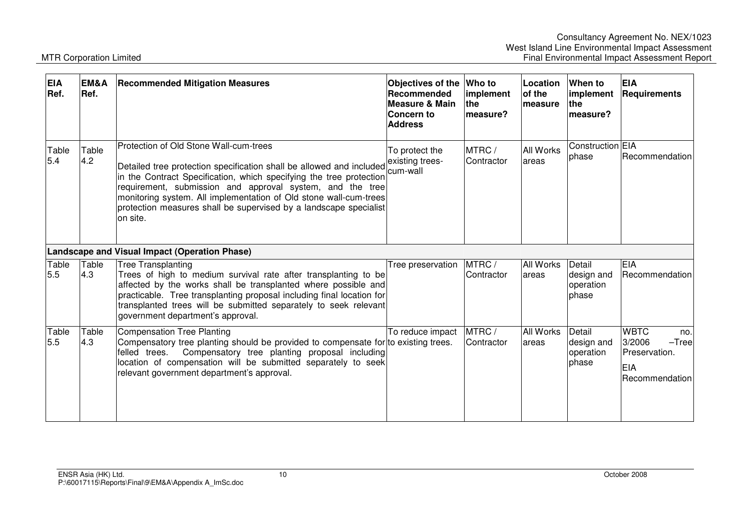| EIA Ref. | EM&A Ref. | Recommended Mitigation Measures | Objectives of the Recommended Measure & Main Concern to Address | Who to implement the measure? | Location of the measure | When to implement the measure? | EIA Requirements |
|---|---|---|---|---|---|---|---|
| Table 5.4 | Table 4.2 | Protection of Old Stone Wall-cum-trees<br><br>Detailed tree protection specification shall be allowed and included in the Contract Specification, which specifying the tree protection requirement, submission and approval system, and the tree monitoring system. All implementation of Old stone wall-cum-trees protection measures shall be supervised by a landscape specialist on site. | To protect the existing trees-cum-wall | MTRC / Contractor | All Works areas | Construction phase | EIA Recommendation |
| **Landscape and Visual Impact (Operation Phase)** | | | | | | | |
| Table 5.5 | Table 4.3 | Tree Transplanting<br>Trees of high to medium survival rate after transplanting to be affected by the works shall be transplanted where possible and practicable. Tree transplanting proposal including final location for transplanted trees will be submitted separately to seek relevant government department's approval. | Tree preservation | MTRC / Contractor | All Works areas | Detail design and operation phase | EIA Recommendation |
| Table 5.5 | Table 4.3 | Compensation Tree Planting<br>Compensatory tree planting should be provided to compensate for felled trees. Compensatory tree planting proposal including location of compensation will be submitted separately to seek relevant government department's approval. | To reduce impact to existing trees. | MTRC / Contractor | All Works areas | Detail design and operation phase | WBTC no. 3/2006 –Tree Preservation.<br><br>EIA Recommendation |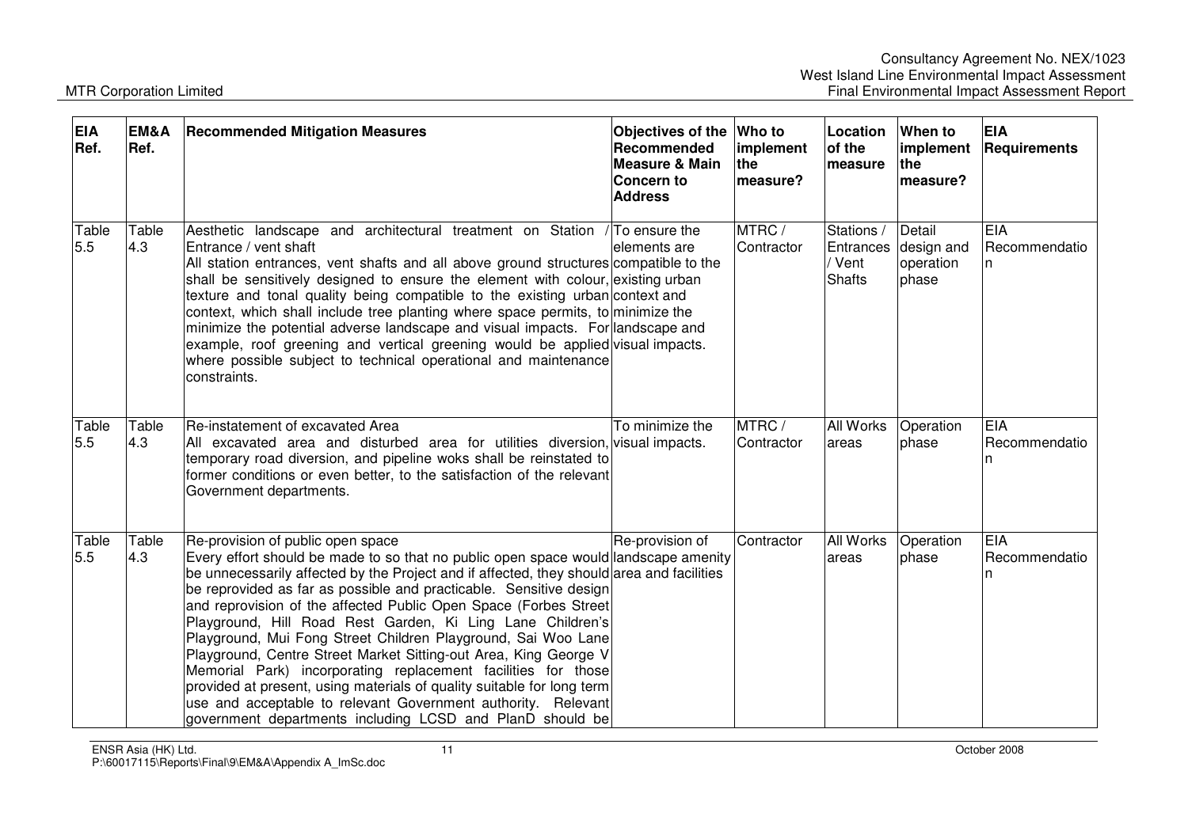| EIA Ref. | EM&A Ref. | Recommended Mitigation Measures | Objectives of the Recommended Measure & Main Concern to Address | Who to implement the measure? | Location of the measure | When to implement the measure? | EIA Requirements |
|---|---|---|---|---|---|---|---|
| Table 5.5 | Table 4.3 | Aesthetic landscape and architectural treatment on Station / Entrance / vent shaft<br>All station entrances, vent shafts and all above ground structures shall be sensitively designed to ensure the element with colour, texture and tonal quality being compatible to the existing urban context, which shall include tree planting where space permits, to minimize the potential adverse landscape and visual impacts. For example, roof greening and vertical greening would be applied where possible subject to technical operational and maintenance constraints. | To ensure the elements are compatible to the existing urban context and minimize the landscape and visual impacts. | MTRC / Contractor | Stations / Entrances / Vent Shafts | Detail design and operation phase | EIA Recommendation |
| Table 5.5 | Table 4.3 | Re-instatement of excavated Area<br>All excavated area and disturbed area for utilities diversion, temporary road diversion, and pipeline woks shall be reinstated to former conditions or even better, to the satisfaction of the relevant Government departments. | To minimize the visual impacts. | MTRC / Contractor | All Works areas | Operation phase | EIA Recommendation |
| Table 5.5 | Table 4.3 | Re-provision of public open space<br>Every effort should be made to so that no public open space would be unnecessarily affected by the Project and if affected, they should be reprovided as far as possible and practicable. Sensitive design and reprovision of the affected Public Open Space (Forbes Street Playground, Hill Road Rest Garden, Ki Ling Lane Children's Playground, Mui Fong Street Children Playground, Sai Woo Lane Playground, Centre Street Market Sitting-out Area, King George V Memorial Park) incorporating replacement facilities for those provided at present, using materials of quality suitable for long term use and acceptable to relevant Government authority. Relevant government departments including LCSD and PlanD should be | Re-provision of landscape amenity area and facilities | Contractor | All Works areas | Operation phase | EIA Recommendation |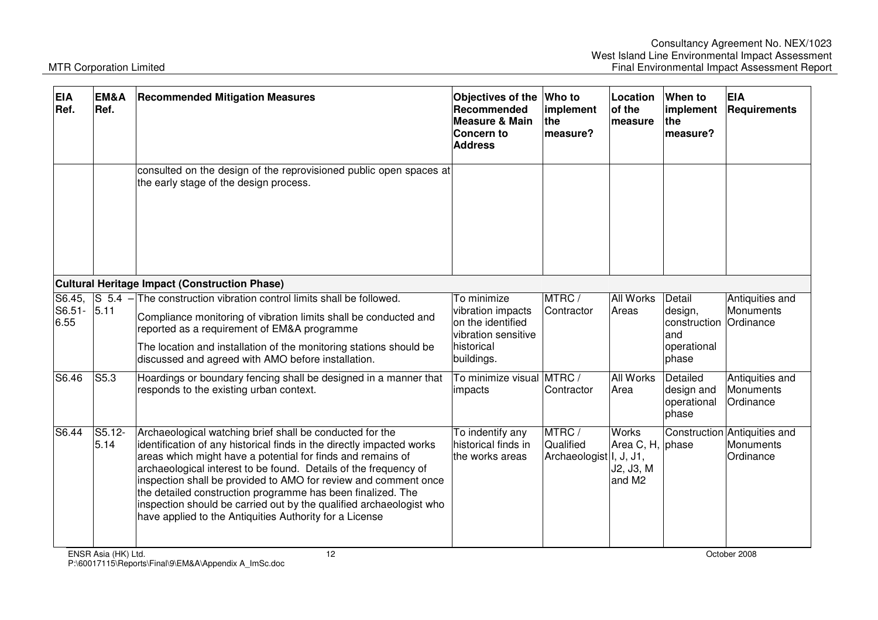| EIA Ref. | EM&A Ref. | Recommended Mitigation Measures | Objectives of the Recommended Measure & Main Concern to Address | Who to implement the measure? | Location of the measure | When to implement the measure? | EIA Requirements |
|---|---|---|---|---|---|---|---|
| | | consulted on the design of the reprovisioned public open spaces at the early stage of the design process. | | | | | |
| **Cultural Heritage Impact (Construction Phase)** | | | | | | | |
| S6.45, S6.51-6.55 | S 5.4 – 5.11 | The construction vibration control limits shall be followed.<br>Compliance monitoring of vibration limits shall be conducted and reported as a requirement of EM&A programme<br>The location and installation of the monitoring stations should be discussed and agreed with AMO before installation. | To minimize vibration impacts on the identified vibration sensitive historical buildings. | MTRC / Contractor | All Works Areas | Detail design, construction and operational phase | Antiquities and Monuments Ordinance |
| S6.46 | S5.3 | Hoardings or boundary fencing shall be designed in a manner that responds to the existing urban context. | To minimize visual impacts | MTRC / Contractor | All Works Area | Detailed design and operational phase | Antiquities and Monuments Ordinance |
| S6.44 | S5.12-5.14 | Archaeological watching brief shall be conducted for the identification of any historical finds in the directly impacted works areas which might have a potential for finds and remains of archaeological interest to be found. Details of the frequency of inspection shall be provided to AMO for review and comment once the detailed construction programme has been finalized. The inspection should be carried out by the qualified archaeologist who have applied to the Antiquities Authority for a License | To indentify any historical finds in the works areas | MTRC / Qualified Archaeologist | Works Area C, H, I, J, J1, J2, J3, M and M2 | Construction phase | Antiquities and Monuments Ordinance |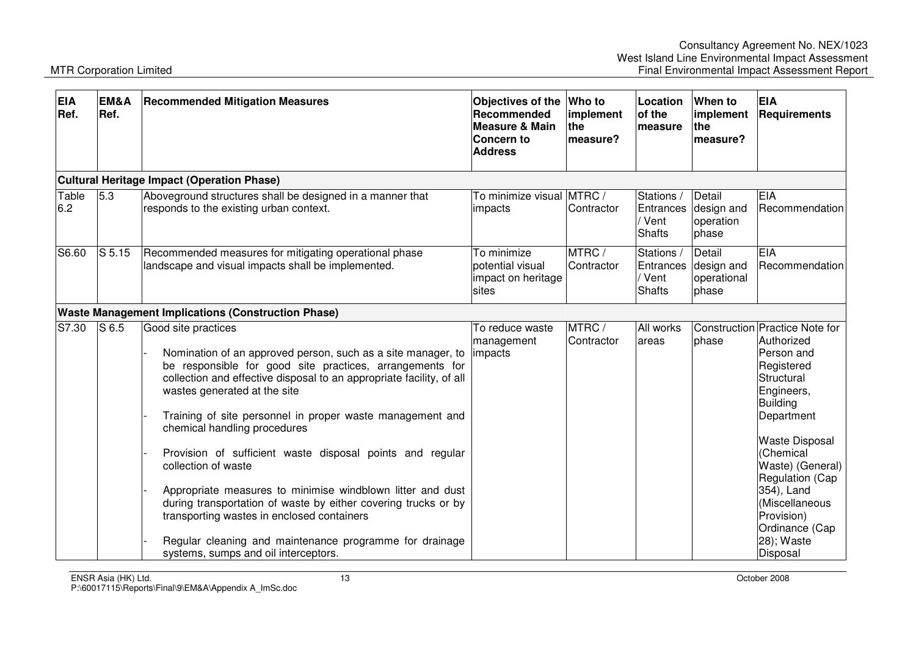| EIA Ref. | EM&A Ref. | Recommended Mitigation Measures | Objectives of the Recommended Measure & Main Concern to Address | Who to implement the measure? | Location of the measure | When to implement the measure? | EIA Requirements |
|---|---|---|---|---|---|---|---|
| **Cultural Heritage Impact (Operation Phase)** | | | | | | | |
| Table 6.2 | 5.3 | Aboveground structures shall be designed in a manner that responds to the existing urban context. | To minimize visual impacts | MTRC / Contractor | Stations / Entrances / Vent Shafts | Detail design and operation phase | EIA Recommendation |
| S6.60 | S 5.15 | Recommended measures for mitigating operational phase landscape and visual impacts shall be implemented. | To minimize potential visual impact on heritage sites | MTRC / Contractor | Stations / Entrances / Vent Shafts | Detail design and operational phase | EIA Recommendation |
| **Waste Management Implications (Construction Phase)** | | | | | | | |
| S7.30 | S 6.5 | Good site practices<br>- Nomination of an approved person, such as a site manager, to be responsible for good site practices, arrangements for collection and effective disposal to an appropriate facility, of all wastes generated at the site<br>- Training of site personnel in proper waste management and chemical handling procedures<br>- Provision of sufficient waste disposal points and regular collection of waste<br>- Appropriate measures to minimise windblown litter and dust during transportation of waste by either covering trucks or by transporting wastes in enclosed containers<br>- Regular cleaning and maintenance programme for drainage systems, sumps and oil interceptors. | To reduce waste management impacts | MTRC / Contractor | All works areas | Construction phase | Practice Note for Authorized Person and Registered Structural Engineers, Building Department<br><br>Waste Disposal (Chemical Waste) (General) Regulation (Cap 354), Land (Miscellaneous Provision) Ordinance (Cap 28); Waste Disposal |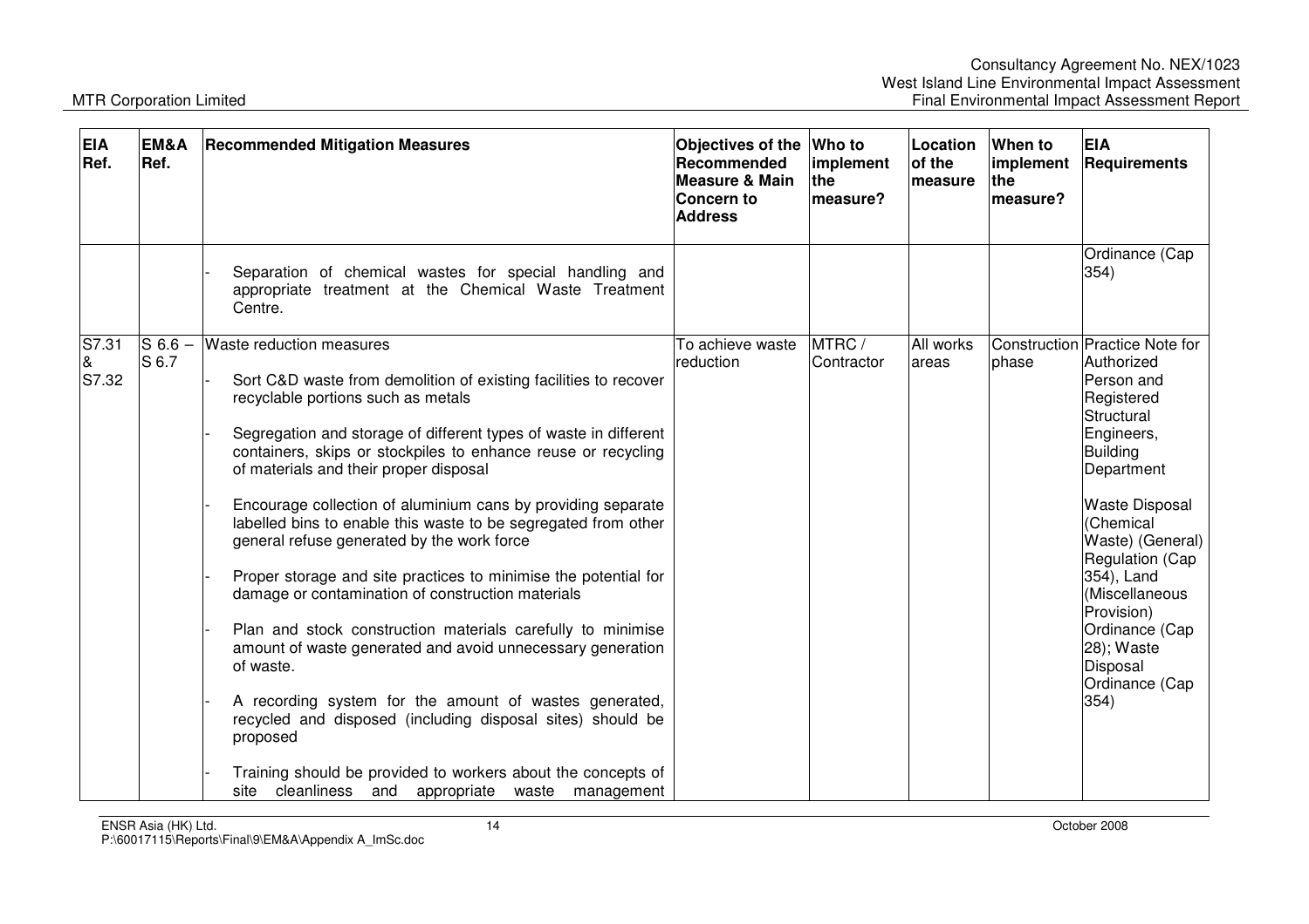| EIA Ref. | EM&A Ref. | Recommended Mitigation Measures | Objectives of the Recommended Measure & Main Concern to Address | Who to implement the measure? | Location of the measure | When to implement the measure? | EIA Requirements |
|---|---|---|---|---|---|---|---|
| | | - Separation of chemical wastes for special handling and appropriate treatment at the Chemical Waste Treatment Centre. | | | | | Ordinance (Cap 354) |
| S7.31 & S7.32 | S 6.6 – S 6.7 | Waste reduction measures<br>- Sort C&D waste from demolition of existing facilities to recover recyclable portions such as metals<br>- Segregation and storage of different types of waste in different containers, skips or stockpiles to enhance reuse or recycling of materials and their proper disposal<br>- Encourage collection of aluminium cans by providing separate labelled bins to enable this waste to be segregated from other general refuse generated by the work force<br>- Proper storage and site practices to minimise the potential for damage or contamination of construction materials<br>- Plan and stock construction materials carefully to minimise amount of waste generated and avoid unnecessary generation of waste.<br>- A recording system for the amount of wastes generated, recycled and disposed (including disposal sites) should be proposed<br>- Training should be provided to workers about the concepts of site cleanliness and appropriate waste management | To achieve waste reduction | MTRC / Contractor | All works areas | Construction phase | Practice Note for Authorized Person and Registered Structural Engineers, Building Department<br><br>Waste Disposal (Chemical Waste) (General) Regulation (Cap 354), Land (Miscellaneous Provision) Ordinance (Cap 28); Waste Disposal Ordinance (Cap 354) |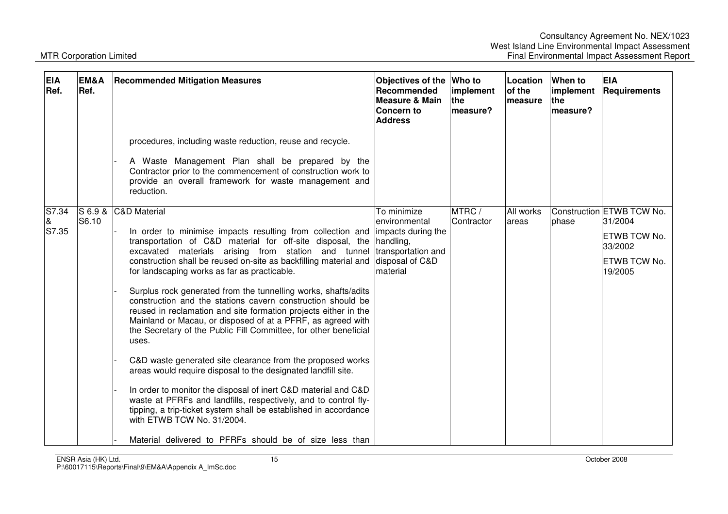| EIA Ref. | EM&A Ref. | Recommended Mitigation Measures | Objectives of the Recommended Measure & Main Concern to Address | Who to implement the measure? | Location of the measure | When to implement the measure? | EIA Requirements |
|---|---|---|---|---|---|---|---|
| | | procedures, including waste reduction, reuse and recycle.<br><br>- A Waste Management Plan shall be prepared by the Contractor prior to the commencement of construction work to provide an overall framework for waste management and reduction. | | | | | |
| S7.34 & S7.35 | S 6.9 & S6.10 | C&D Material<br><br>- In order to minimise impacts resulting from collection and transportation of C&D material for off-site disposal, the excavated materials arising from station and tunnel construction shall be reused on-site as backfilling material and for landscaping works as far as practicable.<br><br>- Surplus rock generated from the tunnelling works, shafts/adits construction and the stations cavern construction should be reused in reclamation and site formation projects either in the Mainland or Macau, or disposed of at a PFRF, as agreed with the Secretary of the Public Fill Committee, for other beneficial uses.<br><br>- C&D waste generated site clearance from the proposed works areas would require disposal to the designated landfill site.<br><br>- In order to monitor the disposal of inert C&D material and C&D waste at PFRFs and landfills, respectively, and to control fly-tipping, a trip-ticket system shall be established in accordance with ETWB TCW No. 31/2004.<br><br>- Material delivered to PFRFs should be of size less than | To minimize environmental impacts during the handling, transportation and disposal of C&D material | MTRC / Contractor | All works areas | Construction phase | ETWB TCW No. 31/2004<br><br>ETWB TCW No. 33/2002<br><br>ETWB TCW No. 19/2005 |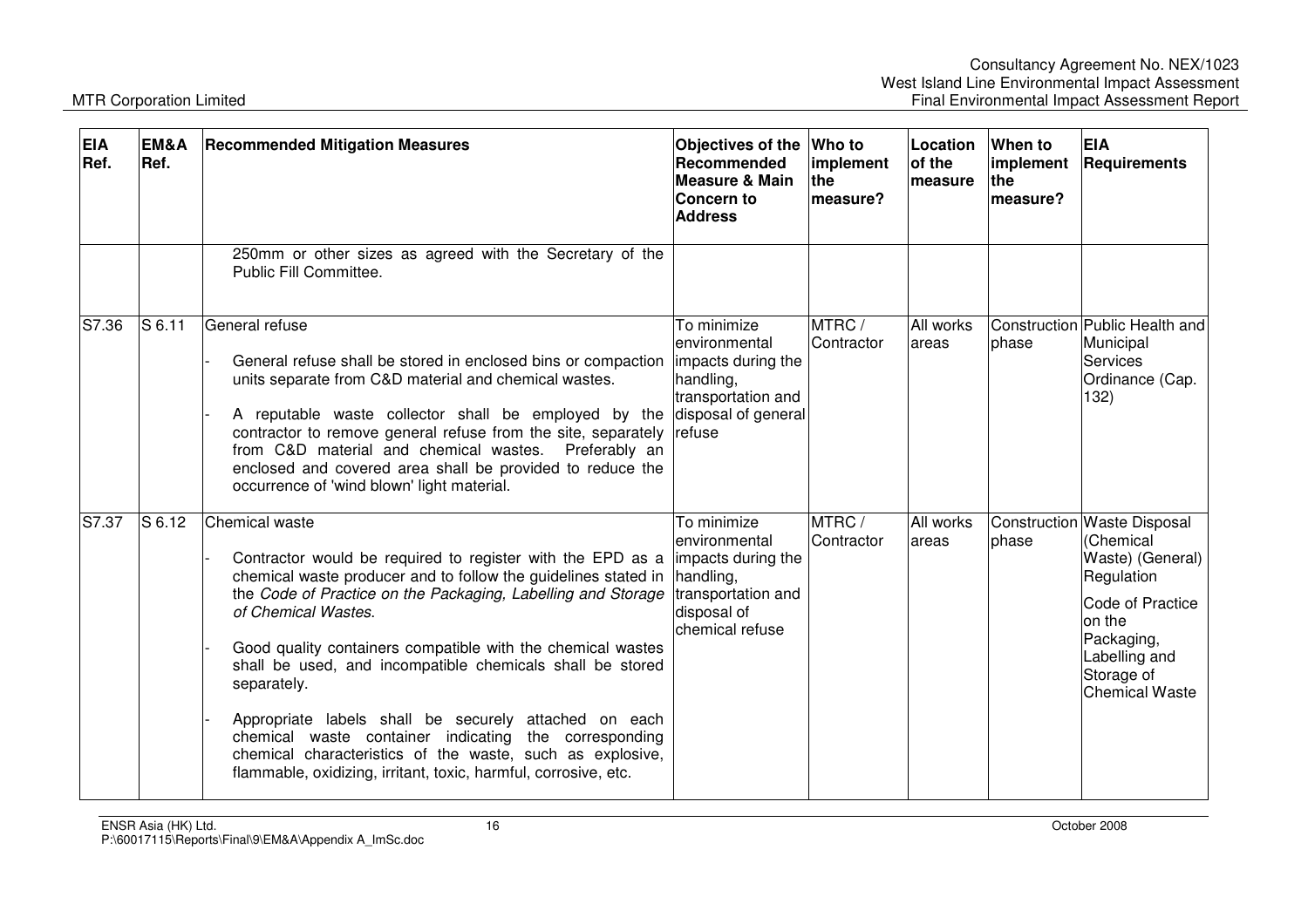| EIA Ref. | EM&A Ref. | Recommended Mitigation Measures | Objectives of the Recommended Measure & Main Concern to Address | Who to implement the measure? | Location of the measure | When to implement the measure? | EIA Requirements |
|---|---|---|---|---|---|---|---|
| | | 250mm or other sizes as agreed with the Secretary of the Public Fill Committee. | | | | | |
| S7.36 | S 6.11 | General refuse<br>- General refuse shall be stored in enclosed bins or compaction units separate from C&D material and chemical wastes.<br>- A reputable waste collector shall be employed by the contractor to remove general refuse from the site, separately from C&D material and chemical wastes. Preferably an enclosed and covered area shall be provided to reduce the occurrence of 'wind blown' light material. | To minimize environmental impacts during the handling, transportation and disposal of general refuse | MTRC / Contractor | All works areas | Construction phase | Public Health and Municipal Services Ordinance (Cap. 132) |
| S7.37 | S 6.12 | Chemical waste<br>- Contractor would be required to register with the EPD as a chemical waste producer and to follow the guidelines stated in the *Code of Practice on the Packaging, Labelling and Storage of Chemical Wastes*.<br>- Good quality containers compatible with the chemical wastes shall be used, and incompatible chemicals shall be stored separately.<br>- Appropriate labels shall be securely attached on each chemical waste container indicating the corresponding chemical characteristics of the waste, such as explosive, flammable, oxidizing, irritant, toxic, harmful, corrosive, etc. | To minimize environmental impacts during the handling, transportation and disposal of chemical refuse | MTRC / Contractor | All works areas | Construction phase | Waste Disposal (Chemical Waste) (General) Regulation<br>Code of Practice on the Packaging, Labelling and Storage of Chemical Waste |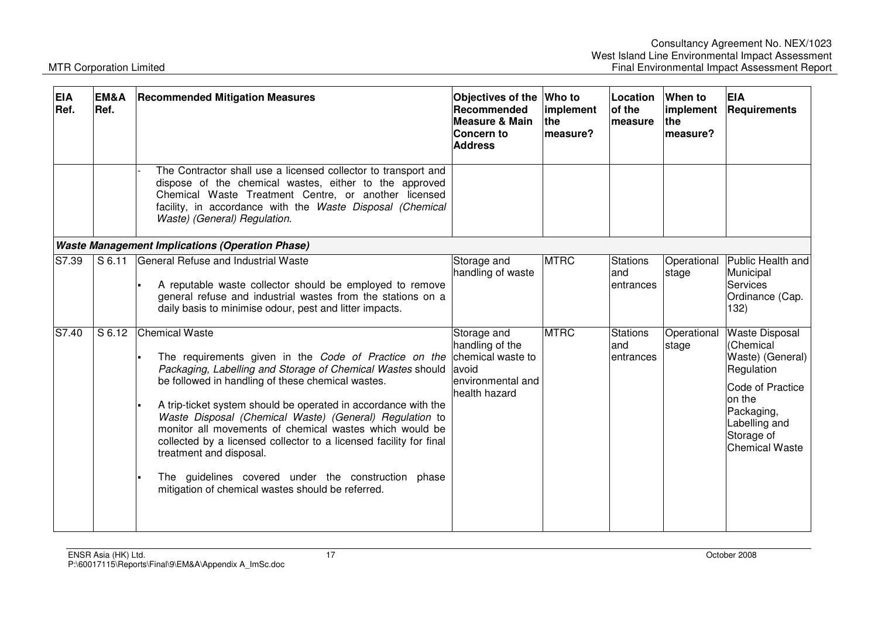| EIA Ref. | EM&A Ref. | Recommended Mitigation Measures | Objectives of the Recommended Measure & Main Concern to Address | Who to implement the measure? | Location of the measure | When to implement the measure? | EIA Requirements |
|---|---|---|---|---|---|---|---|
| | | - The Contractor shall use a licensed collector to transport and dispose of the chemical wastes, either to the approved Chemical Waste Treatment Centre, or another licensed facility, in accordance with the *Waste Disposal (Chemical Waste) (General) Regulation*. | | | | | |
| ***Waste Management Implications (Operation Phase)*** | | | | | | | |
| S7.39 | S 6.11 | General Refuse and Industrial Waste<br>▪ A reputable waste collector should be employed to remove general refuse and industrial wastes from the stations on a daily basis to minimise odour, pest and litter impacts. | Storage and handling of waste | MTRC | Stations and entrances | Operational stage | Public Health and Municipal Services Ordinance (Cap. 132) |
| S7.40 | S 6.12 | Chemical Waste<br>▪ The requirements given in the *Code of Practice on the Packaging, Labelling and Storage of Chemical Wastes* should be followed in handling of these chemical wastes.<br>▪ A trip-ticket system should be operated in accordance with the *Waste Disposal (Chemical Waste) (General) Regulation* to monitor all movements of chemical wastes which would be collected by a licensed collector to a licensed facility for final treatment and disposal.<br>▪ The guidelines covered under the construction phase mitigation of chemical wastes should be referred. | Storage and handling of the chemical waste to avoid environmental and health hazard | MTRC | Stations and entrances | Operational stage | Waste Disposal (Chemical Waste) (General) Regulation<br>Code of Practice on the Packaging, Labelling and Storage of Chemical Waste |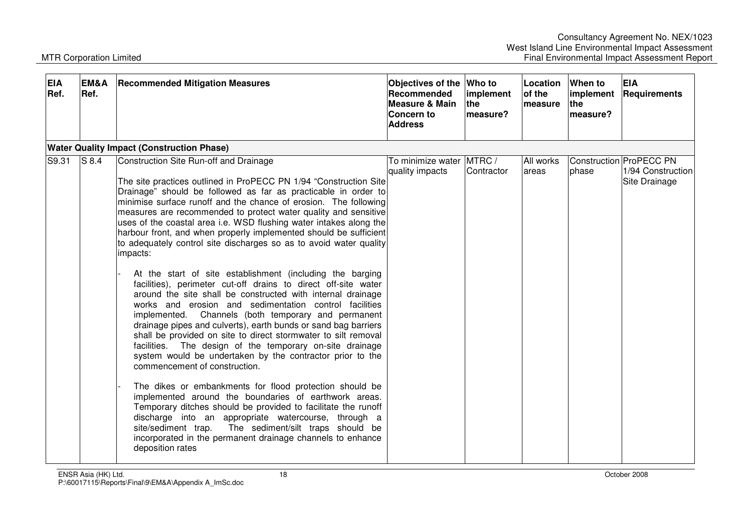| EIA Ref. | EM&A Ref. | Recommended Mitigation Measures | Objectives of the Recommended Measure & Main Concern to Address | Who to implement the measure? | Location of the measure | When to implement the measure? | EIA Requirements |
|---|---|---|---|---|---|---|---|
| **Water Quality Impact (Construction Phase)** | | | | | | | |
| S9.31 | S 8.4 | Construction Site Run-off and Drainage<br><br>The site practices outlined in ProPECC PN 1/94 "Construction Site Drainage" should be followed as far as practicable in order to minimise surface runoff and the chance of erosion. The following measures are recommended to protect water quality and sensitive uses of the coastal area i.e. WSD flushing water intakes along the harbour front, and when properly implemented should be sufficient to adequately control site discharges so as to avoid water quality impacts:<br><br>- At the start of site establishment (including the barging facilities), perimeter cut-off drains to direct off-site water around the site shall be constructed with internal drainage works and erosion and sedimentation control facilities implemented. Channels (both temporary and permanent drainage pipes and culverts), earth bunds or sand bag barriers shall be provided on site to direct stormwater to silt removal facilities. The design of the temporary on-site drainage system would be undertaken by the contractor prior to the commencement of construction.<br><br>- The dikes or embankments for flood protection should be implemented around the boundaries of earthwork areas. Temporary ditches should be provided to facilitate the runoff discharge into an appropriate watercourse, through a site/sediment trap. The sediment/silt traps should be incorporated in the permanent drainage channels to enhance deposition rates | To minimize water quality impacts | MTRC / Contractor | All works areas | Construction phase | ProPECC PN 1/94 Construction Site Drainage |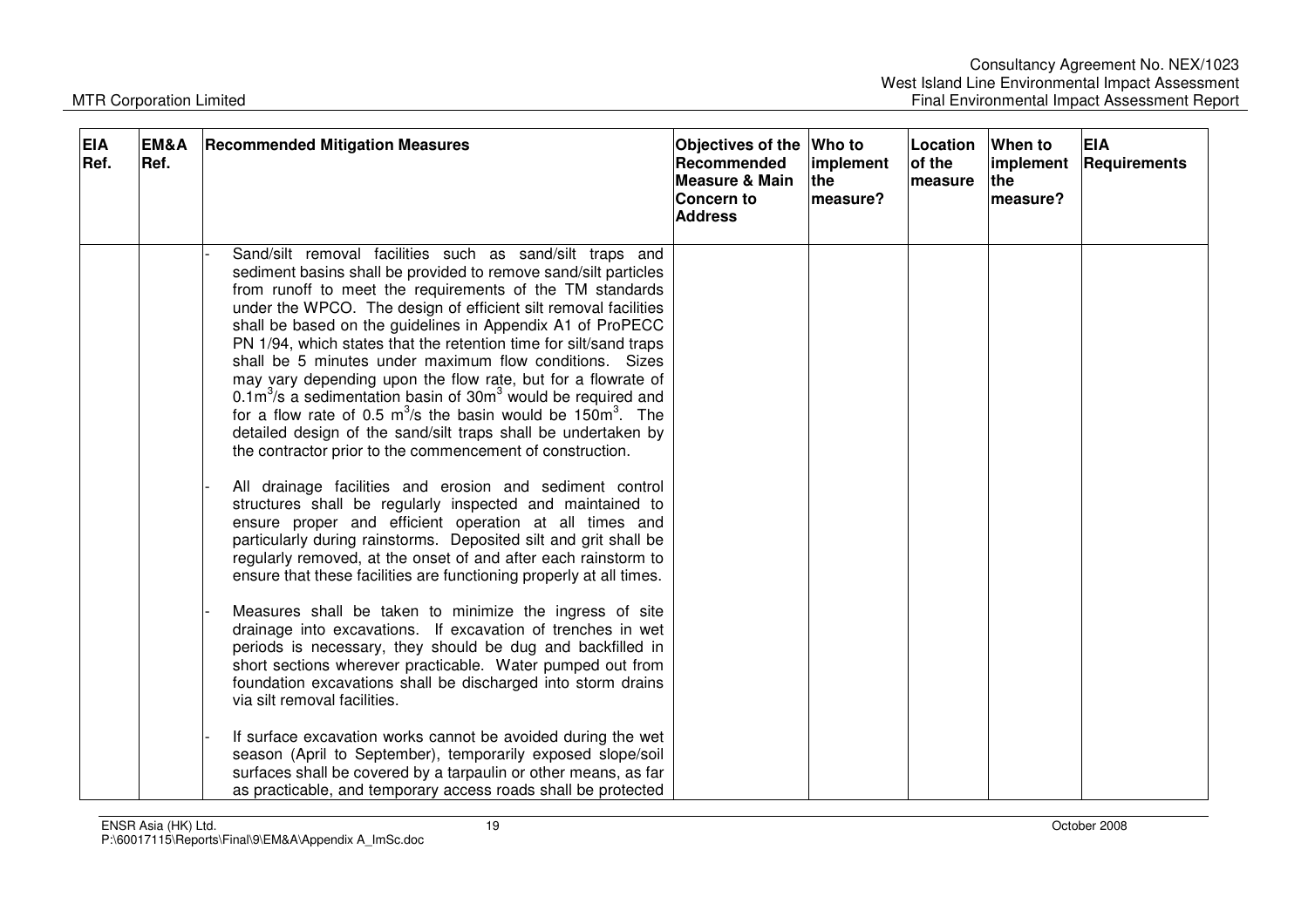| EIA Ref. | EM&A Ref. | Recommended Mitigation Measures | Objectives of the Recommended Measure & Main Concern to Address | Who to implement the measure? | Location of the measure | When to implement the measure? | EIA Requirements |
|---|---|---|---|---|---|---|---|
| | | - Sand/silt removal facilities such as sand/silt traps and sediment basins shall be provided to remove sand/silt particles from runoff to meet the requirements of the TM standards under the WPCO. The design of efficient silt removal facilities shall be based on the guidelines in Appendix A1 of ProPECC PN 1/94, which states that the retention time for silt/sand traps shall be 5 minutes under maximum flow conditions. Sizes may vary depending upon the flow rate, but for a flowrate of $0.1m^3/s$ a sedimentation basin of $30m^3$ would be required and for a flow rate of $0.5\ m^3/s$ the basin would be $150m^3$. The detailed design of the sand/silt traps shall be undertaken by the contractor prior to the commencement of construction.<br><br>- All drainage facilities and erosion and sediment control structures shall be regularly inspected and maintained to ensure proper and efficient operation at all times and particularly during rainstorms. Deposited silt and grit shall be regularly removed, at the onset of and after each rainstorm to ensure that these facilities are functioning properly at all times.<br><br>- Measures shall be taken to minimize the ingress of site drainage into excavations. If excavation of trenches in wet periods is necessary, they should be dug and backfilled in short sections wherever practicable. Water pumped out from foundation excavations shall be discharged into storm drains via silt removal facilities.<br><br>- If surface excavation works cannot be avoided during the wet season (April to September), temporarily exposed slope/soil surfaces shall be covered by a tarpaulin or other means, as far as practicable, and temporary access roads shall be protected | | | | | |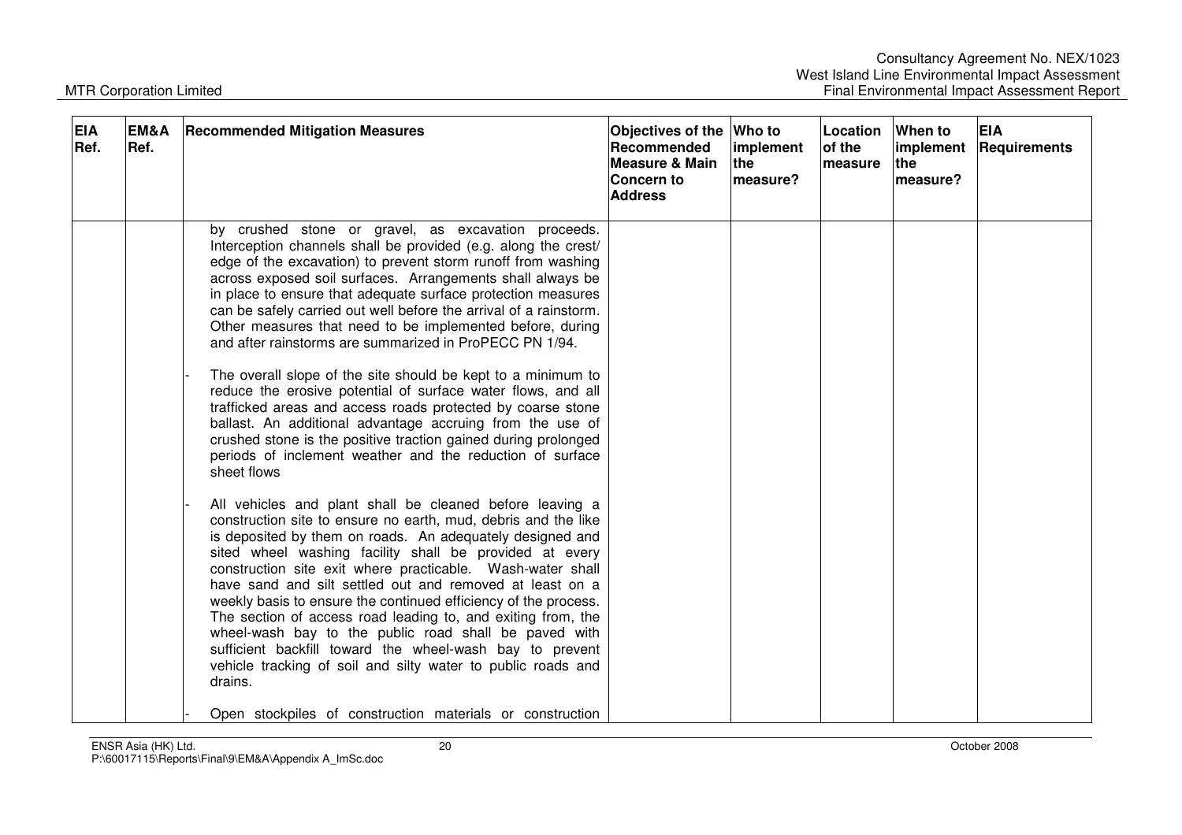| EIA Ref. | EM&A Ref. | Recommended Mitigation Measures | Objectives of the Recommended Measure & Main Concern to Address | Who to implement the measure? | Location of the measure | When to implement the measure? | EIA Requirements |
|---|---|---|---|---|---|---|---|
| | | by crushed stone or gravel, as excavation proceeds. Interception channels shall be provided (e.g. along the crest/ edge of the excavation) to prevent storm runoff from washing across exposed soil surfaces. Arrangements shall always be in place to ensure that adequate surface protection measures can be safely carried out well before the arrival of a rainstorm. Other measures that need to be implemented before, during and after rainstorms are summarized in ProPECC PN 1/94.<br><br>- The overall slope of the site should be kept to a minimum to reduce the erosive potential of surface water flows, and all trafficked areas and access roads protected by coarse stone ballast. An additional advantage accruing from the use of crushed stone is the positive traction gained during prolonged periods of inclement weather and the reduction of surface sheet flows<br><br>- All vehicles and plant shall be cleaned before leaving a construction site to ensure no earth, mud, debris and the like is deposited by them on roads. An adequately designed and sited wheel washing facility shall be provided at every construction site exit where practicable. Wash-water shall have sand and silt settled out and removed at least on a weekly basis to ensure the continued efficiency of the process. The section of access road leading to, and exiting from, the wheel-wash bay to the public road shall be paved with sufficient backfill toward the wheel-wash bay to prevent vehicle tracking of soil and silty water to public roads and drains.<br><br>- Open stockpiles of construction materials or construction | | | | | |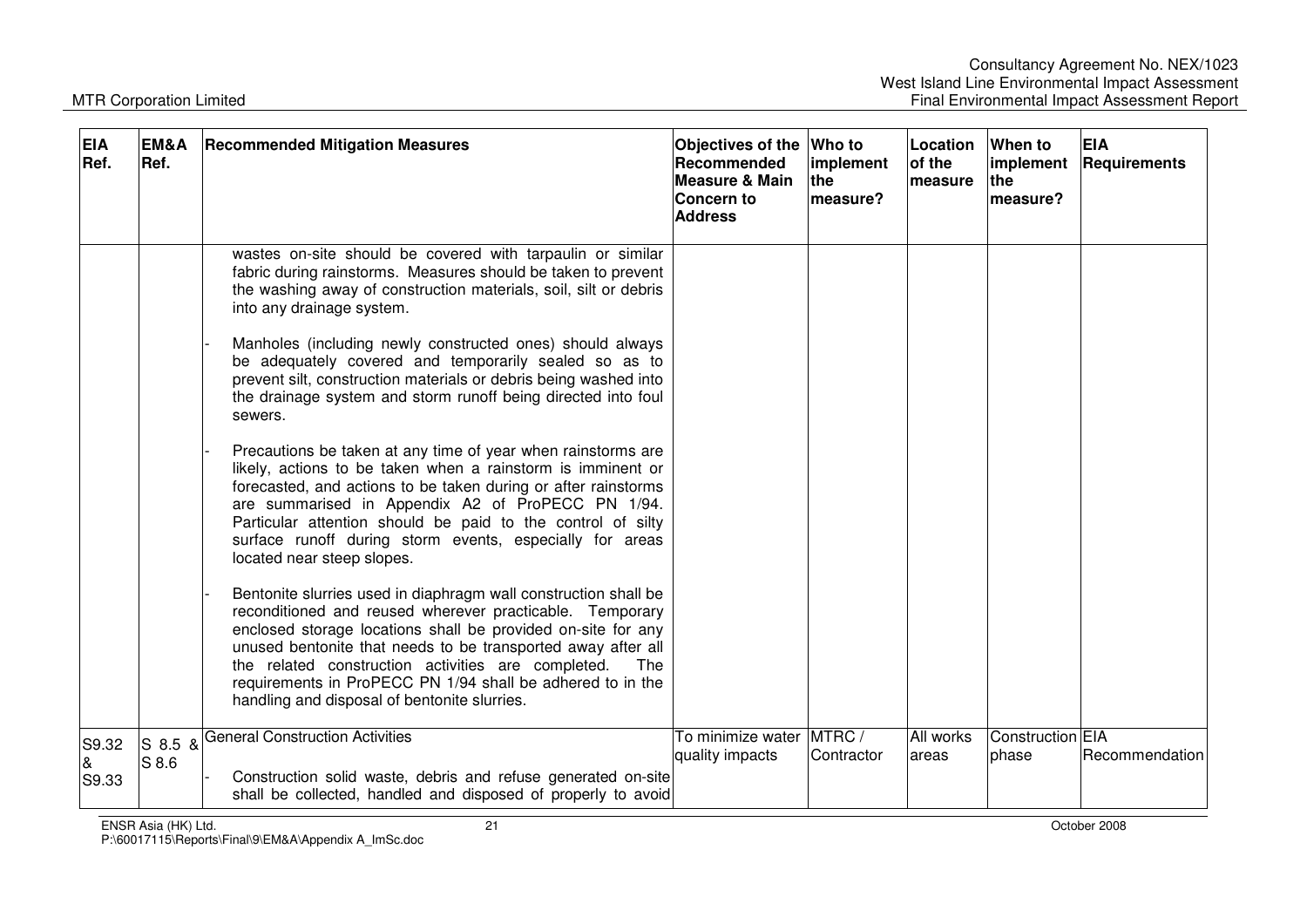| EIA Ref. | EM&A Ref. | Recommended Mitigation Measures | Objectives of the Recommended Measure & Main Concern to Address | Who to implement the measure? | Location of the measure | When to implement the measure? | EIA Requirements |
|---|---|---|---|---|---|---|---|
| | | wastes on-site should be covered with tarpaulin or similar fabric during rainstorms. Measures should be taken to prevent the washing away of construction materials, soil, silt or debris into any drainage system.<br><br>- Manholes (including newly constructed ones) should always be adequately covered and temporarily sealed so as to prevent silt, construction materials or debris being washed into the drainage system and storm runoff being directed into foul sewers.<br><br>- Precautions be taken at any time of year when rainstorms are likely, actions to be taken when a rainstorm is imminent or forecasted, and actions to be taken during or after rainstorms are summarised in Appendix A2 of ProPECC PN 1/94. Particular attention should be paid to the control of silty surface runoff during storm events, especially for areas located near steep slopes.<br><br>- Bentonite slurries used in diaphragm wall construction shall be reconditioned and reused wherever practicable. Temporary enclosed storage locations shall be provided on-site for any unused bentonite that needs to be transported away after all the related construction activities are completed. The requirements in ProPECC PN 1/94 shall be adhered to in the handling and disposal of bentonite slurries. | | | | | |
| S9.32 & S9.33 | S 8.5 & S 8.6 | General Construction Activities<br><br>- Construction solid waste, debris and refuse generated on-site shall be collected, handled and disposed of properly to avoid | To minimize water quality impacts | MTRC / Contractor | All works areas | Construction phase | EIA Recommendation |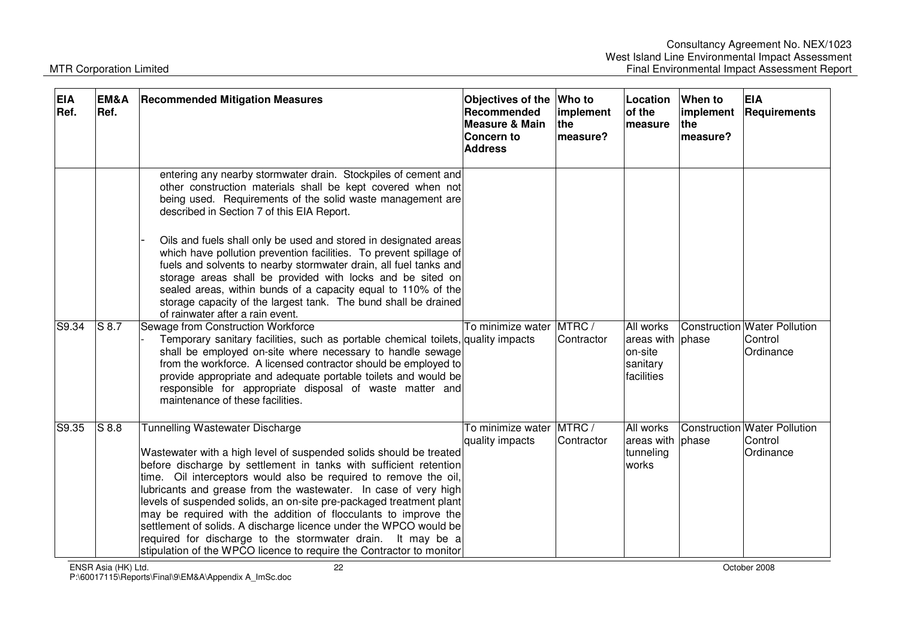| EIA Ref. | EM&A Ref. | Recommended Mitigation Measures | Objectives of the Recommended Measure & Main Concern to Address | Who to implement the measure? | Location of the measure | When to implement the measure? | EIA Requirements |
|---|---|---|---|---|---|---|---|
| | | entering any nearby stormwater drain. Stockpiles of cement and other construction materials shall be kept covered when not being used. Requirements of the solid waste management are described in Section 7 of this EIA Report.<br><br>- Oils and fuels shall only be used and stored in designated areas which have pollution prevention facilities. To prevent spillage of fuels and solvents to nearby stormwater drain, all fuel tanks and storage areas shall be provided with locks and be sited on sealed areas, within bunds of a capacity equal to 110% of the storage capacity of the largest tank. The bund shall be drained of rainwater after a rain event. | | | | | |
| S9.34 | S 8.7 | Sewage from Construction Workforce<br>- Temporary sanitary facilities, such as portable chemical toilets, shall be employed on-site where necessary to handle sewage from the workforce. A licensed contractor should be employed to provide appropriate and adequate portable toilets and would be responsible for appropriate disposal of waste matter and maintenance of these facilities. | To minimize water quality impacts | MTRC / Contractor | All works areas with on-site sanitary facilities | Construction phase | Water Pollution Control Ordinance |
| S9.35 | S 8.8 | Tunnelling Wastewater Discharge<br><br>Wastewater with a high level of suspended solids should be treated before discharge by settlement in tanks with sufficient retention time. Oil interceptors would also be required to remove the oil, lubricants and grease from the wastewater. In case of very high levels of suspended solids, an on-site pre-packaged treatment plant may be required with the addition of flocculants to improve the settlement of solids. A discharge licence under the WPCO would be required for discharge to the stormwater drain. It may be a stipulation of the WPCO licence to require the Contractor to monitor | To minimize water quality impacts | MTRC / Contractor | All works areas with tunneling works | Construction phase | Water Pollution Control Ordinance |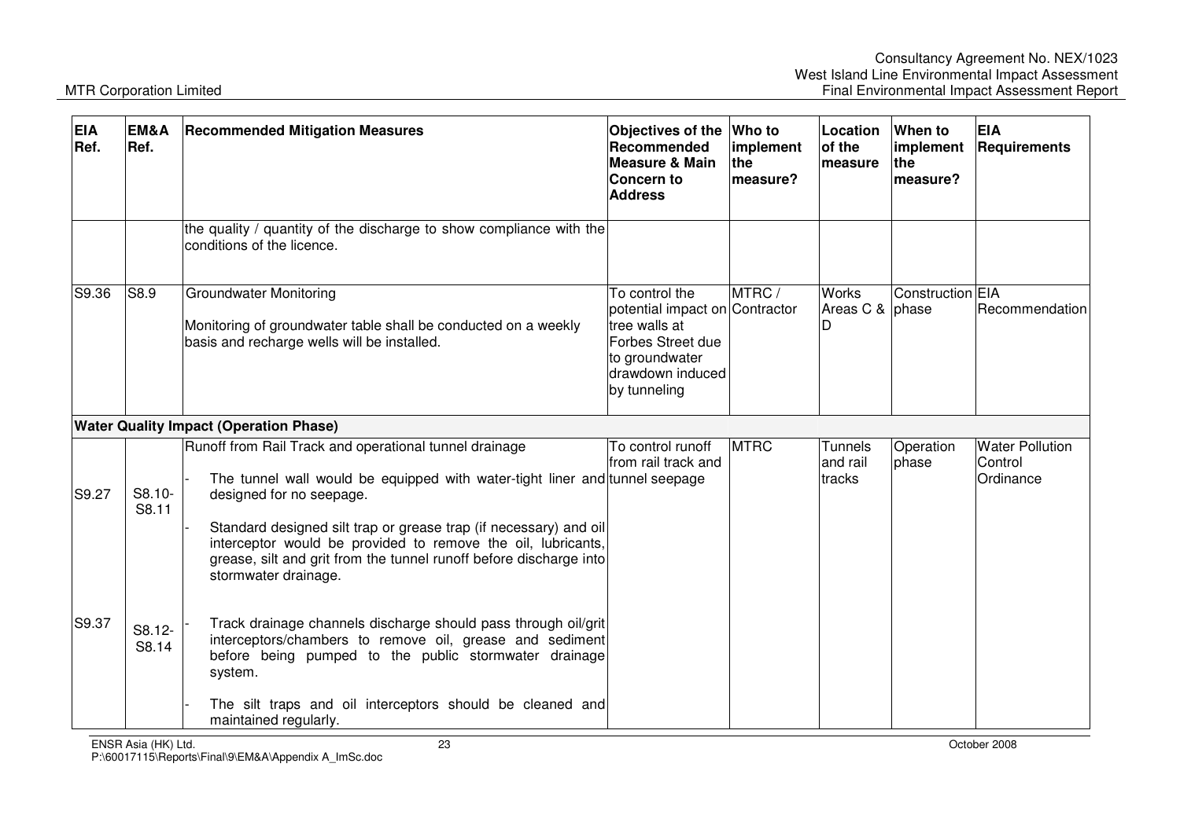| EIA Ref. | EM&A Ref. | Recommended Mitigation Measures | Objectives of the Recommended Measure & Main Concern to Address | Who to implement the measure? | Location of the measure | When to implement the measure? | EIA Requirements |
|---|---|---|---|---|---|---|---|
| | | the quality / quantity of the discharge to show compliance with the conditions of the licence. | | | | | |
| S9.36 | S8.9 | Groundwater Monitoring<br><br>Monitoring of groundwater table shall be conducted on a weekly basis and recharge wells will be installed. | To control the potential impact on tree walls at Forbes Street due to groundwater drawdown induced by tunneling | MTRC / Contractor | Works Areas C & D | Construction phase | EIA Recommendation |
| **Water Quality Impact (Operation Phase)** | | | | | | | |
| S9.27<br><br>S9.37 | S8.10-S8.11<br><br>S8.12-S8.14 | Runoff from Rail Track and operational tunnel drainage<br><br>- The tunnel wall would be equipped with water-tight liner and designed for no seepage.<br><br>- Standard designed silt trap or grease trap (if necessary) and oil interceptor would be provided to remove the oil, lubricants, grease, silt and grit from the tunnel runoff before discharge into stormwater drainage.<br><br>- Track drainage channels discharge should pass through oil/grit interceptors/chambers to remove oil, grease and sediment before being pumped to the public stormwater drainage system.<br><br>- The silt traps and oil interceptors should be cleaned and maintained regularly. | To control runoff from rail track and tunnel seepage | MTRC | Tunnels and rail tracks | Operation phase | Water Pollution Control Ordinance |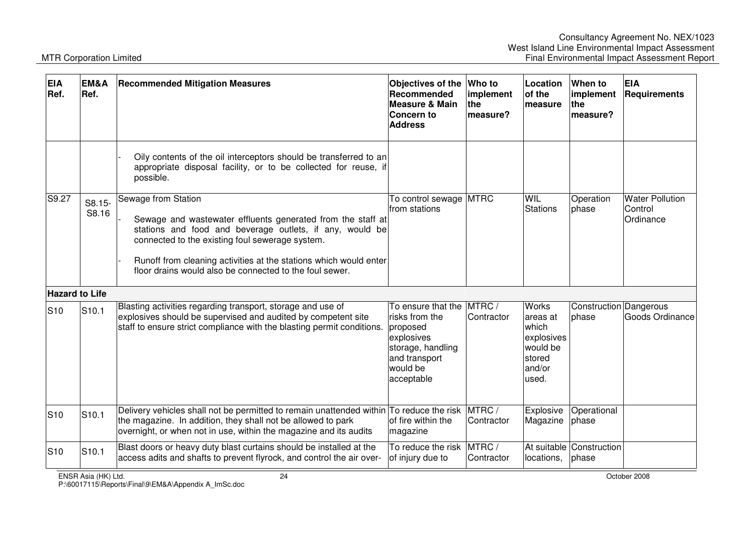| EIA Ref. | EM&A Ref. | Recommended Mitigation Measures | Objectives of the Recommended Measure & Main Concern to Address | Who to implement the measure? | Location of the measure | When to implement the measure? | EIA Requirements |
|---|---|---|---|---|---|---|---|
| | | - Oily contents of the oil interceptors should be transferred to an appropriate disposal facility, or to be collected for reuse, if possible. | | | | | |
| S9.27 | S8.15-S8.16 | Sewage from Station<br>- Sewage and wastewater effluents generated from the staff at stations and food and beverage outlets, if any, would be connected to the existing foul sewerage system.<br>- Runoff from cleaning activities at the stations which would enter floor drains would also be connected to the foul sewer. | To control sewage from stations | MTRC | WIL Stations | Operation phase | Water Pollution Control Ordinance |
| **Hazard to Life** | | | | | | | |
| S10 | S10.1 | Blasting activities regarding transport, storage and use of explosives should be supervised and audited by competent site staff to ensure strict compliance with the blasting permit conditions. | To ensure that the risks from the proposed explosives storage, handling and transport would be acceptable | MTRC / Contractor | Works areas at which explosives would be stored and/or used. | Construction phase | Dangerous Goods Ordinance |
| S10 | S10.1 | Delivery vehicles shall not be permitted to remain unattended within the magazine. In addition, they shall not be allowed to park overnight, or when not in use, within the magazine and its audits | To reduce the risk of fire within the magazine | MTRC / Contractor | Explosive Magazine | Operational phase | |
| S10 | S10.1 | Blast doors or heavy duty blast curtains should be installed at the access adits and shafts to prevent flyrock, and control the air over- | To reduce the risk of injury due to | MTRC / Contractor | At suitable locations, | Construction phase | |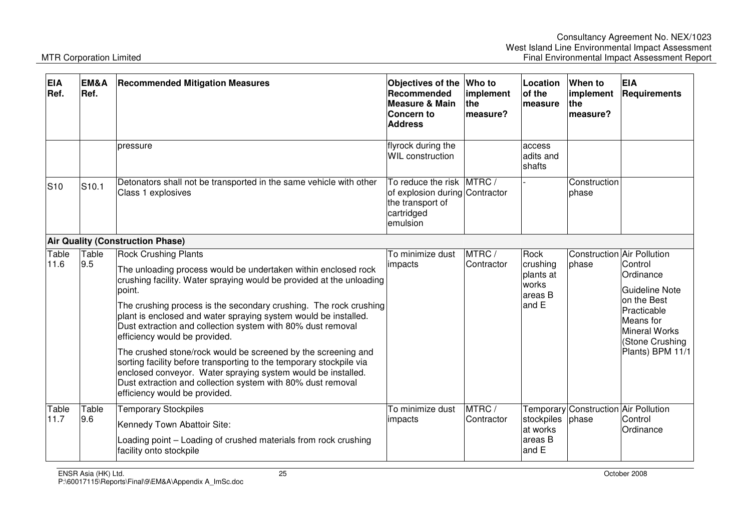| EIA Ref. | EM&A Ref. | Recommended Mitigation Measures | Objectives of the Recommended Measure & Main Concern to Address | Who to implement the measure? | Location of the measure | When to implement the measure? | EIA Requirements |
|---|---|---|---|---|---|---|---|
| | | pressure | flyrock during the WIL construction | | access adits and shafts | | |
| S10 | S10.1 | Detonators shall not be transported in the same vehicle with other Class 1 explosives | To reduce the risk of explosion during the transport of cartridged emulsion | MTRC / Contractor | - | Construction phase | |
| **Air Quality (Construction Phase)** | | | | | | | |
| Table 11.6 | Table 9.5 | Rock Crushing Plants<br><br>The unloading process would be undertaken within enclosed rock crushing facility. Water spraying would be provided at the unloading point.<br><br>The crushing process is the secondary crushing. The rock crushing plant is enclosed and water spraying system would be installed. Dust extraction and collection system with 80% dust removal efficiency would be provided.<br><br>The crushed stone/rock would be screened by the screening and sorting facility before transporting to the temporary stockpile via enclosed conveyor. Water spraying system would be installed. Dust extraction and collection system with 80% dust removal efficiency would be provided. | To minimize dust impacts | MTRC / Contractor | Rock crushing plants at works areas B and E | Construction phase | Air Pollution Control Ordinance<br><br>Guideline Note on the Best Practicable Means for Mineral Works (Stone Crushing Plants) BPM 11/1 |
| Table 11.7 | Table 9.6 | Temporary Stockpiles<br><br>Kennedy Town Abattoir Site:<br><br>Loading point – Loading of crushed materials from rock crushing facility onto stockpile | To minimize dust impacts | MTRC / Contractor | Temporary stockpiles at works areas B and E | Construction phase | Air Pollution Control Ordinance |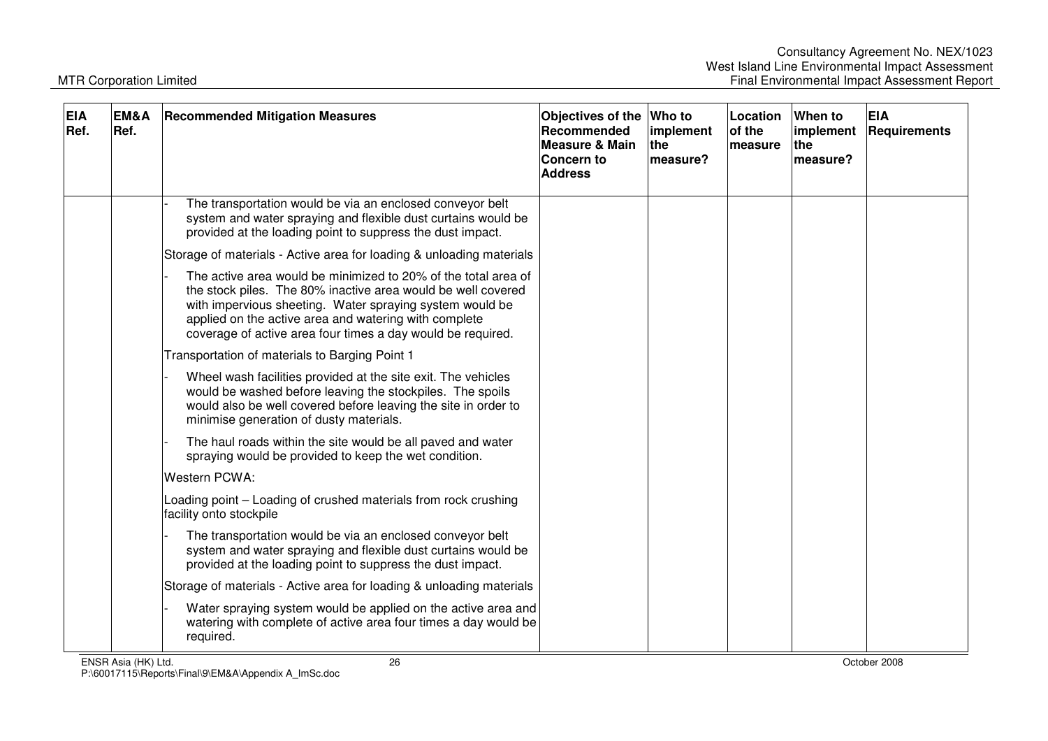| EIA Ref. | EM&A Ref. | Recommended Mitigation Measures | Objectives of the Recommended Measure & Main Concern to Address | Who to implement the measure? | Location of the measure | When to implement the measure? | EIA Requirements |
|---|---|---|---|---|---|---|---|
| | | - The transportation would be via an enclosed conveyor belt system and water spraying and flexible dust curtains would be provided at the loading point to suppress the dust impact.<br><br>Storage of materials - Active area for loading & unloading materials<br><br>- The active area would be minimized to 20% of the total area of the stock piles. The 80% inactive area would be well covered with impervious sheeting. Water spraying system would be applied on the active area and watering with complete coverage of active area four times a day would be required.<br><br>Transportation of materials to Barging Point 1<br><br>- Wheel wash facilities provided at the site exit. The vehicles would be washed before leaving the stockpiles. The spoils would also be well covered before leaving the site in order to minimise generation of dusty materials.<br><br>- The haul roads within the site would be all paved and water spraying would be provided to keep the wet condition.<br><br>Western PCWA:<br><br>Loading point – Loading of crushed materials from rock crushing facility onto stockpile<br><br>- The transportation would be via an enclosed conveyor belt system and water spraying and flexible dust curtains would be provided at the loading point to suppress the dust impact.<br><br>Storage of materials - Active area for loading & unloading materials<br><br>- Water spraying system would be applied on the active area and watering with complete of active area four times a day would be required. | | | | | |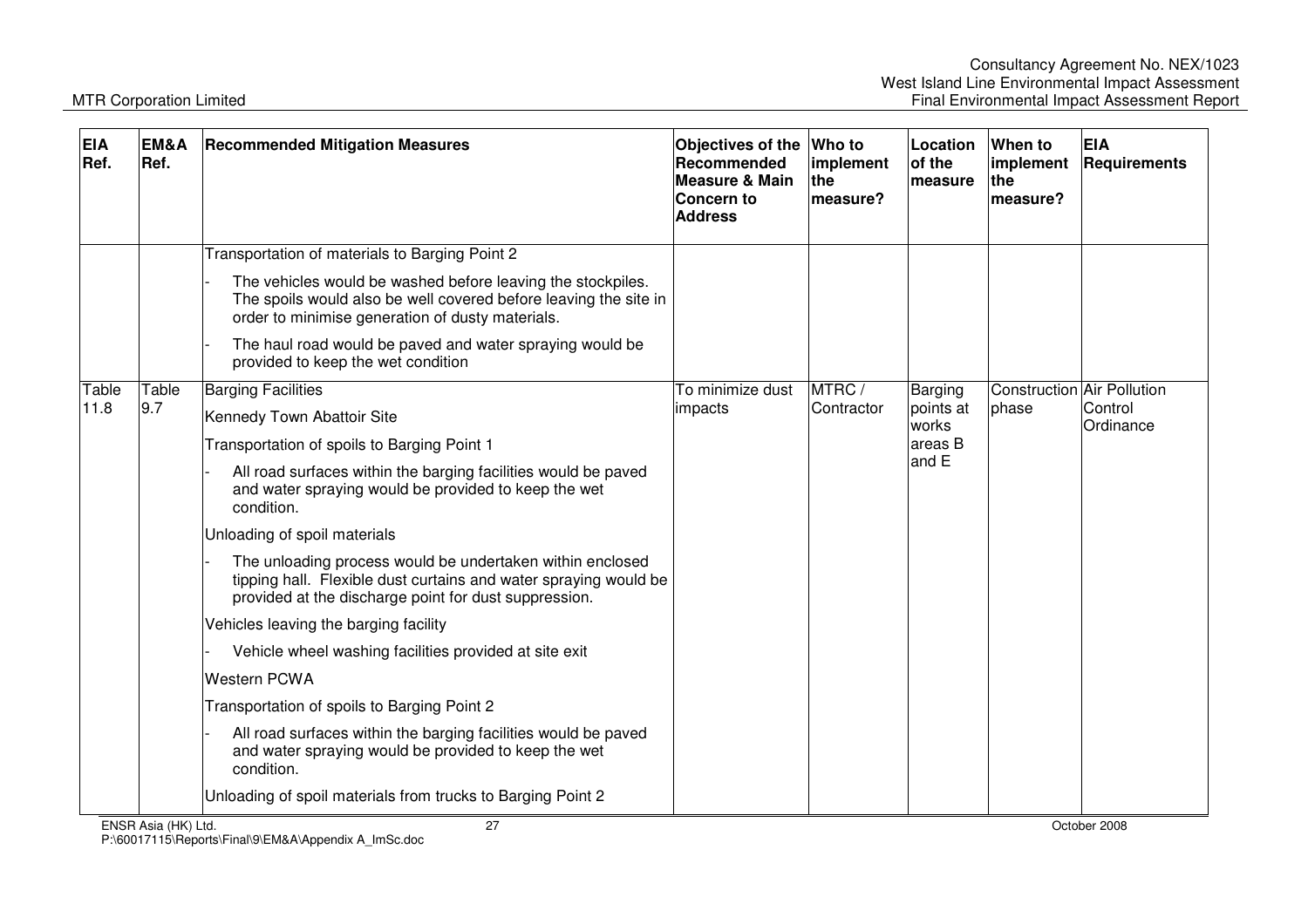| EIA Ref. | EM&A Ref. | Recommended Mitigation Measures | Objectives of the Recommended Measure & Main Concern to Address | Who to implement the measure? | Location of the measure | When to implement the measure? | EIA Requirements |
|---|---|---|---|---|---|---|---|
| | | Transportation of materials to Barging Point 2<br>- The vehicles would be washed before leaving the stockpiles. The spoils would also be well covered before leaving the site in order to minimise generation of dusty materials.<br>- The haul road would be paved and water spraying would be provided to keep the wet condition | | | | | |
| Table 11.8 | Table 9.7 | Barging Facilities<br>Kennedy Town Abattoir Site<br>Transportation of spoils to Barging Point 1<br>- All road surfaces within the barging facilities would be paved and water spraying would be provided to keep the wet condition.<br>Unloading of spoil materials<br>- The unloading process would be undertaken within enclosed tipping hall. Flexible dust curtains and water spraying would be provided at the discharge point for dust suppression.<br>Vehicles leaving the barging facility<br>- Vehicle wheel washing facilities provided at site exit<br>Western PCWA<br>Transportation of spoils to Barging Point 2<br>- All road surfaces within the barging facilities would be paved and water spraying would be provided to keep the wet condition.<br>Unloading of spoil materials from trucks to Barging Point 2 | To minimize dust impacts | MTRC / Contractor | Barging points at works areas B and E | Construction phase | Air Pollution Control Ordinance |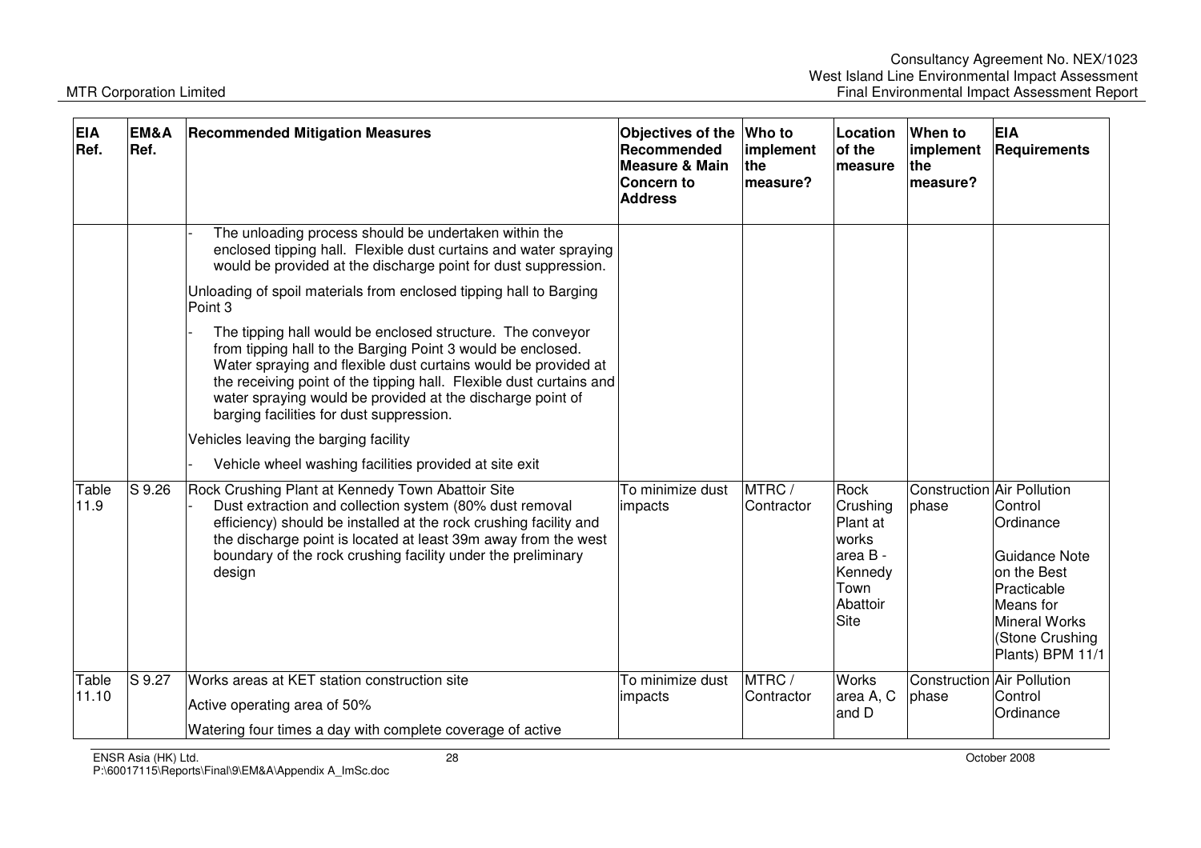| EIA Ref. | EM&A Ref. | Recommended Mitigation Measures | Objectives of the Recommended Measure & Main Concern to Address | Who to implement the measure? | Location of the measure | When to implement the measure? | EIA Requirements |
|---|---|---|---|---|---|---|---|
| | | - The unloading process should be undertaken within the enclosed tipping hall. Flexible dust curtains and water spraying would be provided at the discharge point for dust suppression.<br><br>Unloading of spoil materials from enclosed tipping hall to Barging Point 3<br><br>- The tipping hall would be enclosed structure. The conveyor from tipping hall to the Barging Point 3 would be enclosed. Water spraying and flexible dust curtains would be provided at the receiving point of the tipping hall. Flexible dust curtains and water spraying would be provided at the discharge point of barging facilities for dust suppression.<br><br>Vehicles leaving the barging facility<br><br>- Vehicle wheel washing facilities provided at site exit | | | | | |
| Table 11.9 | S 9.26 | Rock Crushing Plant at Kennedy Town Abattoir Site<br>- Dust extraction and collection system (80% dust removal efficiency) should be installed at the rock crushing facility and the discharge point is located at least 39m away from the west boundary of the rock crushing facility under the preliminary design | To minimize dust impacts | MTRC / Contractor | Rock Crushing Plant at works area B - Kennedy Town Abattoir Site | Construction phase | Air Pollution Control Ordinance<br><br>Guidance Note on the Best Practicable Means for Mineral Works (Stone Crushing Plants) BPM 11/1 |
| Table 11.10 | S 9.27 | Works areas at KET station construction site<br><br>Active operating area of 50%<br><br>Watering four times a day with complete coverage of active | To minimize dust impacts | MTRC / Contractor | Works area A, C and D | Construction phase | Air Pollution Control Ordinance |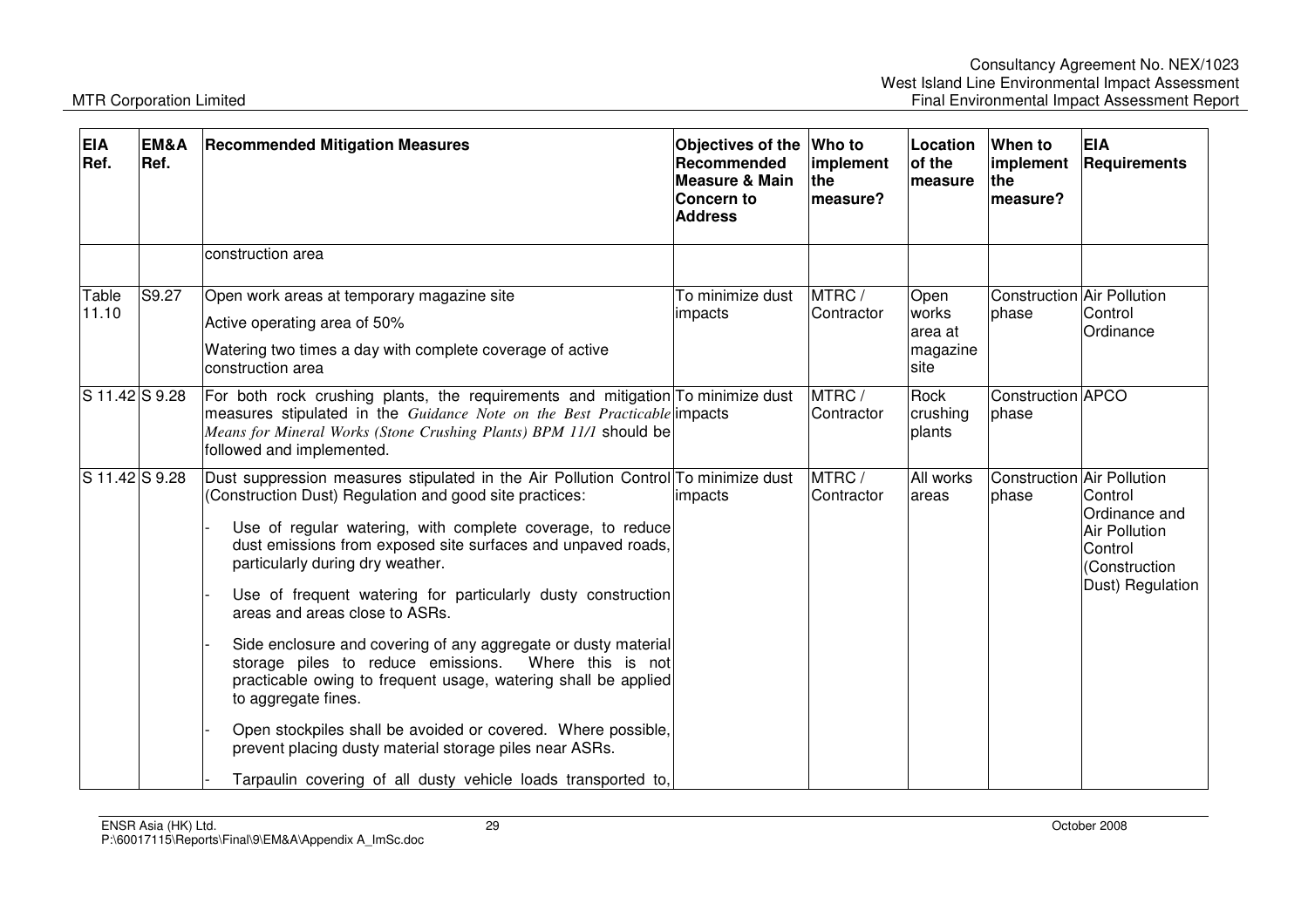| EIA Ref. | EM&A Ref. | Recommended Mitigation Measures | Objectives of the Recommended Measure & Main Concern to Address | Who to implement the measure? | Location of the measure | When to implement the measure? | EIA Requirements |
|---|---|---|---|---|---|---|---|
| | | construction area | | | | | |
| Table 11.10 | S9.27 | Open work areas at temporary magazine site<br>Active operating area of 50%<br>Watering two times a day with complete coverage of active construction area | To minimize dust impacts | MTRC / Contractor | Open works area at magazine site | Construction phase | Air Pollution Control Ordinance |
| S 11.42 | S 9.28 | For both rock crushing plants, the requirements and mitigation measures stipulated in the *Guidance Note on the Best Practicable Means for Mineral Works (Stone Crushing Plants) BPM 11/1* should be followed and implemented. | To minimize dust impacts | MTRC / Contractor | Rock crushing plants | Construction phase | APCO |
| S 11.42 | S 9.28 | Dust suppression measures stipulated in the Air Pollution Control (Construction Dust) Regulation and good site practices:<br>- Use of regular watering, with complete coverage, to reduce dust emissions from exposed site surfaces and unpaved roads, particularly during dry weather.<br>- Use of frequent watering for particularly dusty construction areas and areas close to ASRs.<br>- Side enclosure and covering of any aggregate or dusty material storage piles to reduce emissions. Where this is not practicable owing to frequent usage, watering shall be applied to aggregate fines.<br>- Open stockpiles shall be avoided or covered. Where possible, prevent placing dusty material storage piles near ASRs.<br>- Tarpaulin covering of all dusty vehicle loads transported to, | To minimize dust impacts | MTRC / Contractor | All works areas | Construction phase | Air Pollution Control Ordinance and Air Pollution Control (Construction Dust) Regulation |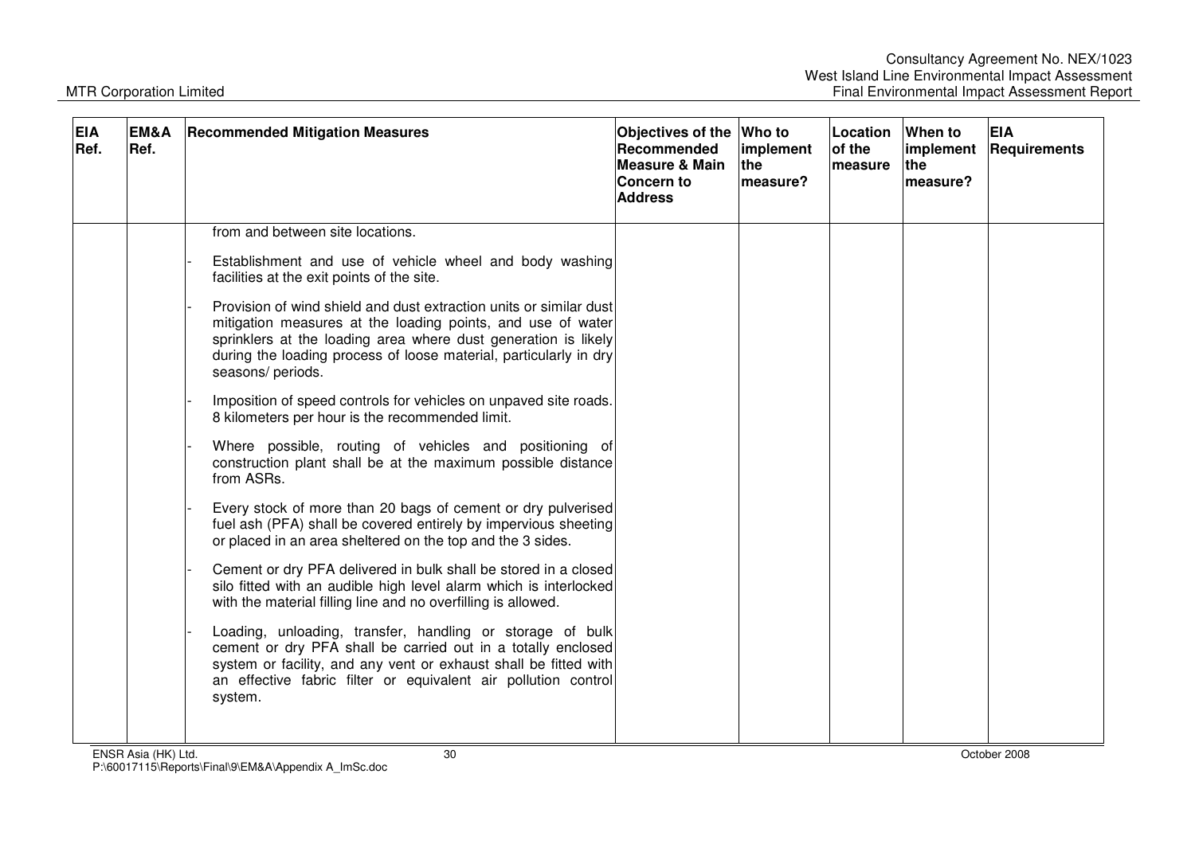| EIA Ref. | EM&A Ref. | Recommended Mitigation Measures | Objectives of the Recommended Measure & Main Concern to Address | Who to implement the measure? | Location of the measure | When to implement the measure? | EIA Requirements |
|---|---|---|---|---|---|---|---|
| | | from and between site locations.<br><br>- Establishment and use of vehicle wheel and body washing facilities at the exit points of the site.<br><br>- Provision of wind shield and dust extraction units or similar dust mitigation measures at the loading points, and use of water sprinklers at the loading area where dust generation is likely during the loading process of loose material, particularly in dry seasons/ periods.<br><br>- Imposition of speed controls for vehicles on unpaved site roads. 8 kilometers per hour is the recommended limit.<br><br>- Where possible, routing of vehicles and positioning of construction plant shall be at the maximum possible distance from ASRs.<br><br>- Every stock of more than 20 bags of cement or dry pulverised fuel ash (PFA) shall be covered entirely by impervious sheeting or placed in an area sheltered on the top and the 3 sides.<br><br>- Cement or dry PFA delivered in bulk shall be stored in a closed silo fitted with an audible high level alarm which is interlocked with the material filling line and no overfilling is allowed.<br><br>- Loading, unloading, transfer, handling or storage of bulk cement or dry PFA shall be carried out in a totally enclosed system or facility, and any vent or exhaust shall be fitted with an effective fabric filter or equivalent air pollution control system. | | | | | |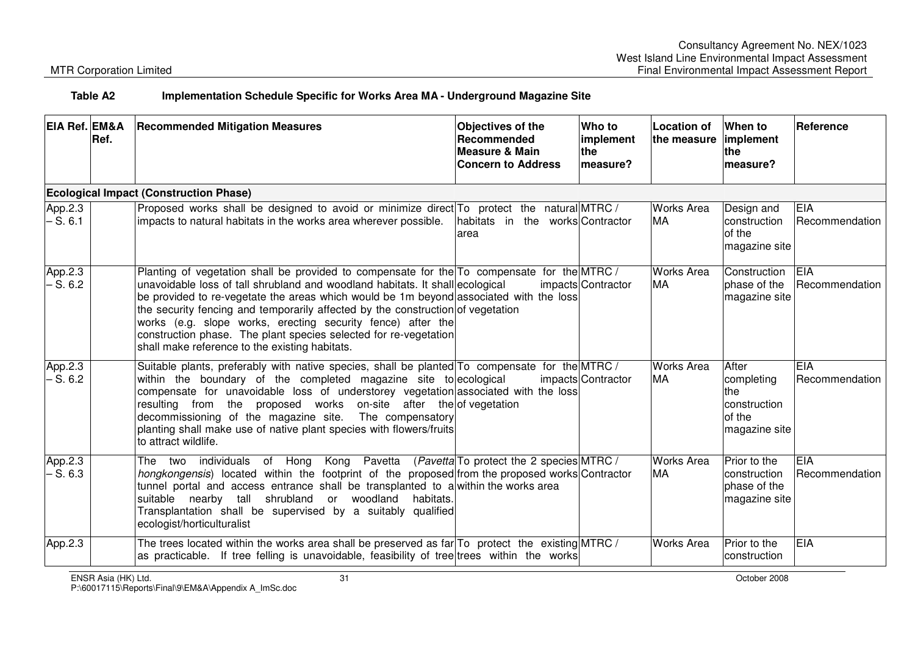**Table A2 Implementation Schedule Specific for Works Area MA - Underground Magazine Site**

| EIA Ref. | EM&A Ref. | Recommended Mitigation Measures | Objectives of the Recommended Measure & Main Concern to Address | Who to implement the measure? | Location of the measure | When to implement the measure? | Reference |
|---|---|---|---|---|---|---|---|
| **Ecological Impact (Construction Phase)** | | | | | | | |
| App.2.3 – S. 6.1 | | Proposed works shall be designed to avoid or minimize direct impacts to natural habitats in the works area wherever possible. | To protect the natural habitats in the works area | MTRC / Contractor | Works Area MA | Design and construction of the magazine site | EIA Recommendation |
| App.2.3 – S. 6.2 | | Planting of vegetation shall be provided to compensate for the unavoidable loss of tall shrubland and woodland habitats. It shall be provided to re-vegetate the areas which would be 1m beyond the security fencing and temporarily affected by the construction works (e.g. slope works, erecting security fence) after the construction phase. The plant species selected for re-vegetation shall make reference to the existing habitats. | To compensate for the ecological impacts associated with the loss of vegetation | MTRC / Contractor | Works Area MA | Construction phase of the magazine site | EIA Recommendation |
| App.2.3 – S. 6.2 | | Suitable plants, preferably with native species, shall be planted within the boundary of the completed magazine site to compensate for unavoidable loss of understorey vegetation resulting from the proposed works on-site after the decommissioning of the magazine site. The compensatory planting shall make use of native plant species with flowers/fruits to attract wildlife. | To compensate for the ecological impacts associated with the loss of vegetation | MTRC / Contractor | Works Area MA | After completing the construction of the magazine site | EIA Recommendation |
| App.2.3 – S. 6.3 | | The two individuals of Hong Kong Pavetta (*Pavetta hongkongensis*) located within the footprint of the proposed tunnel portal and access entrance shall be transplanted to a suitable nearby tall shrubland or woodland habitats. Transplantation shall be supervised by a suitably qualified ecologist/horticulturalist | To protect the 2 species from the proposed works within the works area | MTRC / Contractor | Works Area MA | Prior to the construction phase of the magazine site | EIA Recommendation |
| App.2.3 | | The trees located within the works area shall be preserved as far as practicable. If tree felling is unavoidable, feasibility of tree | To protect the existing trees within the works | MTRC / | Works Area | Prior to the construction | EIA |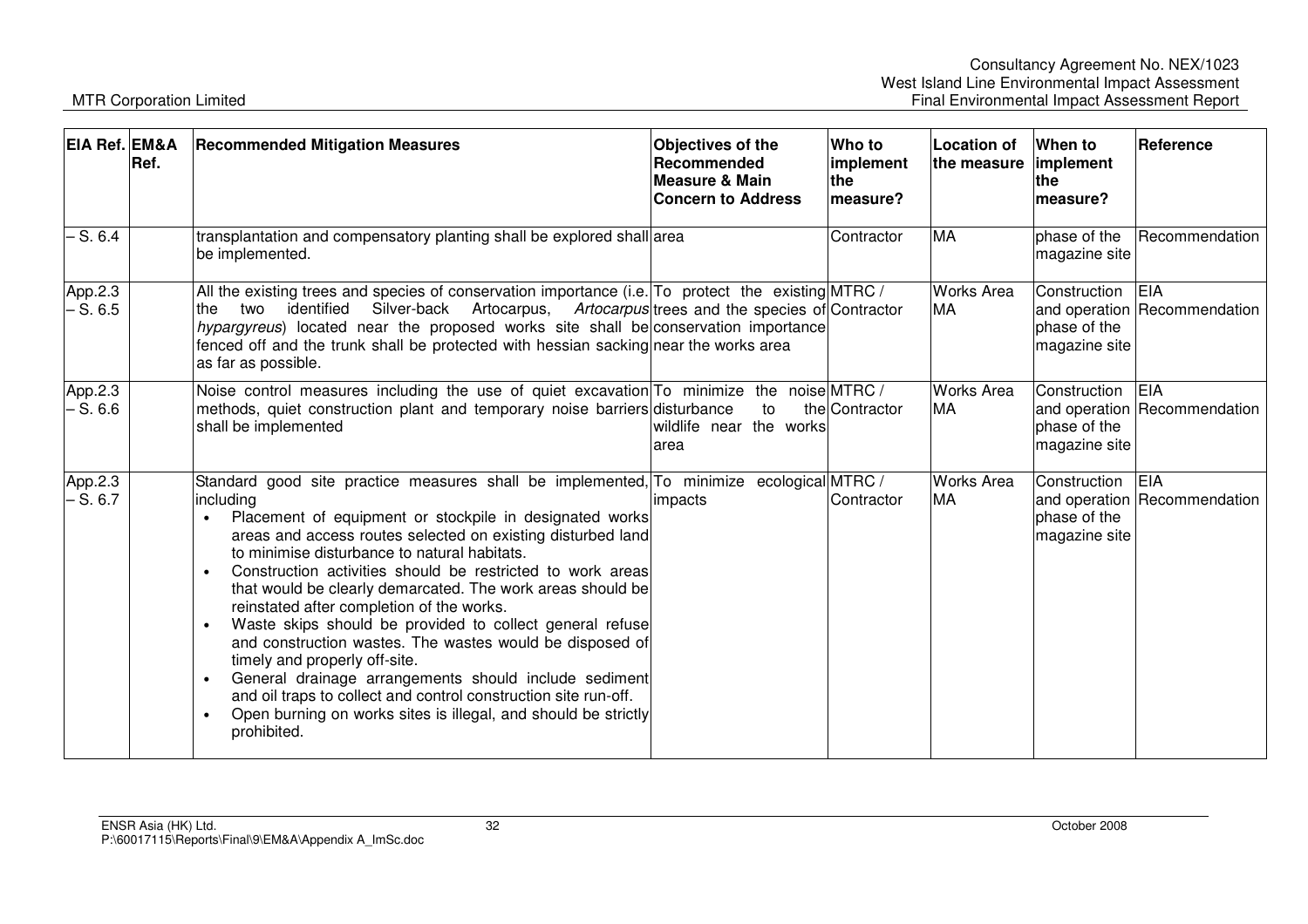| EIA Ref. | EM&A Ref. | Recommended Mitigation Measures | Objectives of the Recommended Measure & Main Concern to Address | Who to implement the measure? | Location of the measure | When to implement the measure? | Reference |
|---|---|---|---|---|---|---|---|
| – S. 6.4 | | transplantation and compensatory planting shall be explored shall be implemented. | area | Contractor | MA | phase of the magazine site | Recommendation |
| App.2.3 – S. 6.5 | | All the existing trees and species of conservation importance (i.e. the two identified Silver-back Artocarpus, *Artocarpus hypargyreus*) located near the proposed works site shall be fenced off and the trunk shall be protected with hessian sacking as far as possible. | To protect the existing trees and the species of conservation importance near the works area | MTRC / Contractor | Works Area MA | Construction and operation phase of the magazine site | EIA Recommendation |
| App.2.3 – S. 6.6 | | Noise control measures including the use of quiet excavation methods, quiet construction plant and temporary noise barriers shall be implemented | To minimize the noise disturbance to the wildlife near the works area | MTRC / Contractor | Works Area MA | Construction and operation phase of the magazine site | EIA Recommendation |
| App.2.3 – S. 6.7 | | Standard good site practice measures shall be implemented, including<br>• Placement of equipment or stockpile in designated works areas and access routes selected on existing disturbed land to minimise disturbance to natural habitats.<br>• Construction activities should be restricted to work areas that would be clearly demarcated. The work areas should be reinstated after completion of the works.<br>• Waste skips should be provided to collect general refuse and construction wastes. The wastes would be disposed of timely and properly off-site.<br>• General drainage arrangements should include sediment and oil traps to collect and control construction site run-off.<br>• Open burning on works sites is illegal, and should be strictly prohibited. | To minimize ecological impacts | MTRC / Contractor | Works Area MA | Construction and operation phase of the magazine site | EIA Recommendation |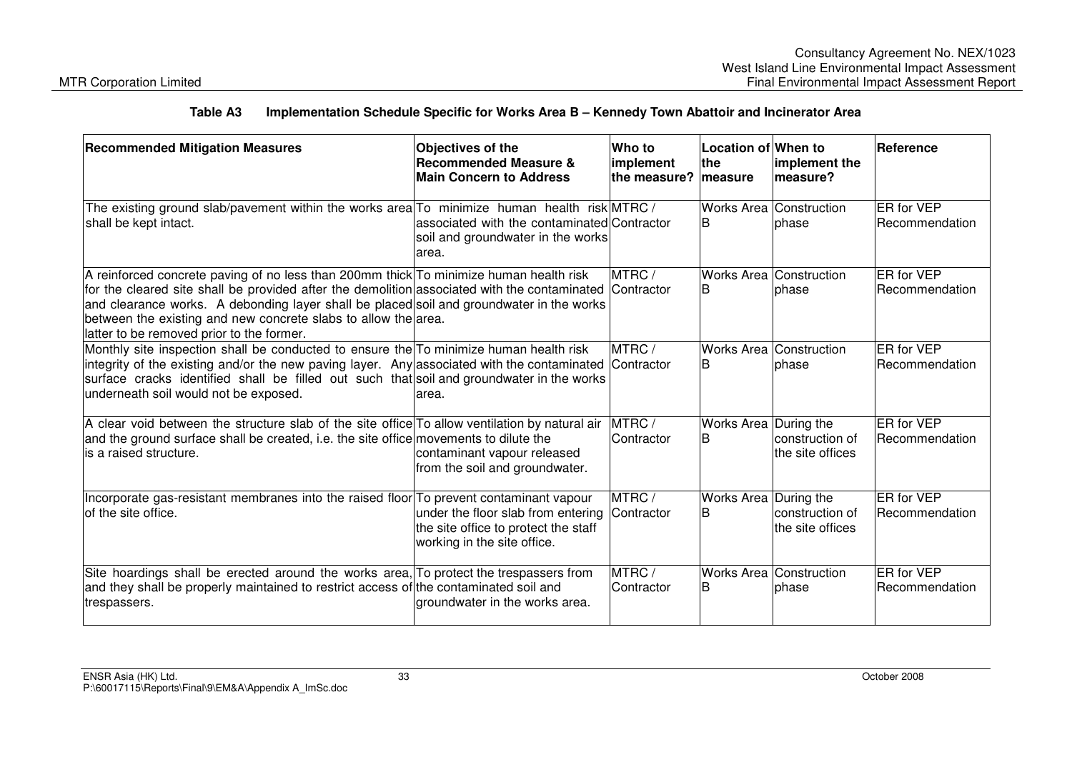**Table A3 Implementation Schedule Specific for Works Area B – Kennedy Town Abattoir and Incinerator Area**

| Recommended Mitigation Measures | Objectives of the Recommended Measure & Main Concern to Address | Who to implement the measure? | Location of the measure | When to implement the measure? | Reference |
|---|---|---|---|---|---|
| The existing ground slab/pavement within the works area shall be kept intact. | To minimize human health risk associated with the contaminated soil and groundwater in the works area. | MTRC / Contractor | Works Area B | Construction phase | ER for VEP Recommendation |
| A reinforced concrete paving of no less than 200mm thick for the cleared site shall be provided after the demolition and clearance works. A debonding layer shall be placed between the existing and new concrete slabs to allow the latter to be removed prior to the former. | To minimize human health risk associated with the contaminated soil and groundwater in the works area. | MTRC / Contractor | Works Area B | Construction phase | ER for VEP Recommendation |
| Monthly site inspection shall be conducted to ensure the integrity of the existing and/or the new paving layer. Any surface cracks identified shall be filled out such that underneath soil would not be exposed. | To minimize human health risk associated with the contaminated soil and groundwater in the works area. | MTRC / Contractor | Works Area B | Construction phase | ER for VEP Recommendation |
| A clear void between the structure slab of the site office and the ground surface shall be created, i.e. the site office is a raised structure. | To allow ventilation by natural air movements to dilute the contaminant vapour released from the soil and groundwater. | MTRC / Contractor | Works Area B | During the construction of the site offices | ER for VEP Recommendation |
| Incorporate gas-resistant membranes into the raised floor of the site office. | To prevent contaminant vapour under the floor slab from entering the site office to protect the staff working in the site office. | MTRC / Contractor | Works Area B | During the construction of the site offices | ER for VEP Recommendation |
| Site hoardings shall be erected around the works area, and they shall be properly maintained to restrict access of trespassers. | To protect the trespassers from the contaminated soil and groundwater in the works area. | MTRC / Contractor | Works Area B | Construction phase | ER for VEP Recommendation |